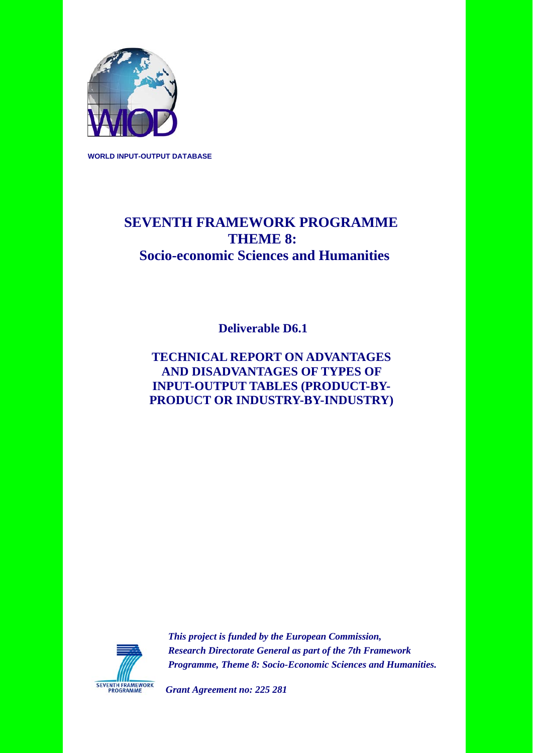WORLD INPUT-OUTPUT DATABASE

# SEVENTH FRAMEWORK PROGRAMME
# THEME 8:
# Socio-economic Sciences and Humanities

## Deliverable D6.1

## TECHNICAL REPORT ON ADVANTAGES AND DISADVANTAGES OF TYPES OF INPUT-OUTPUT TABLES (PRODUCT-BY-PRODUCT OR INDUSTRY-BY-INDUSTRY)

SEVENTH FRAMEWORK PROGRAMME

***This project is funded by the European Commission, Research Directorate General as part of the 7th Framework Programme, Theme 8: Socio-Economic Sciences and Humanities.***

***Grant Agreement no: 225 281***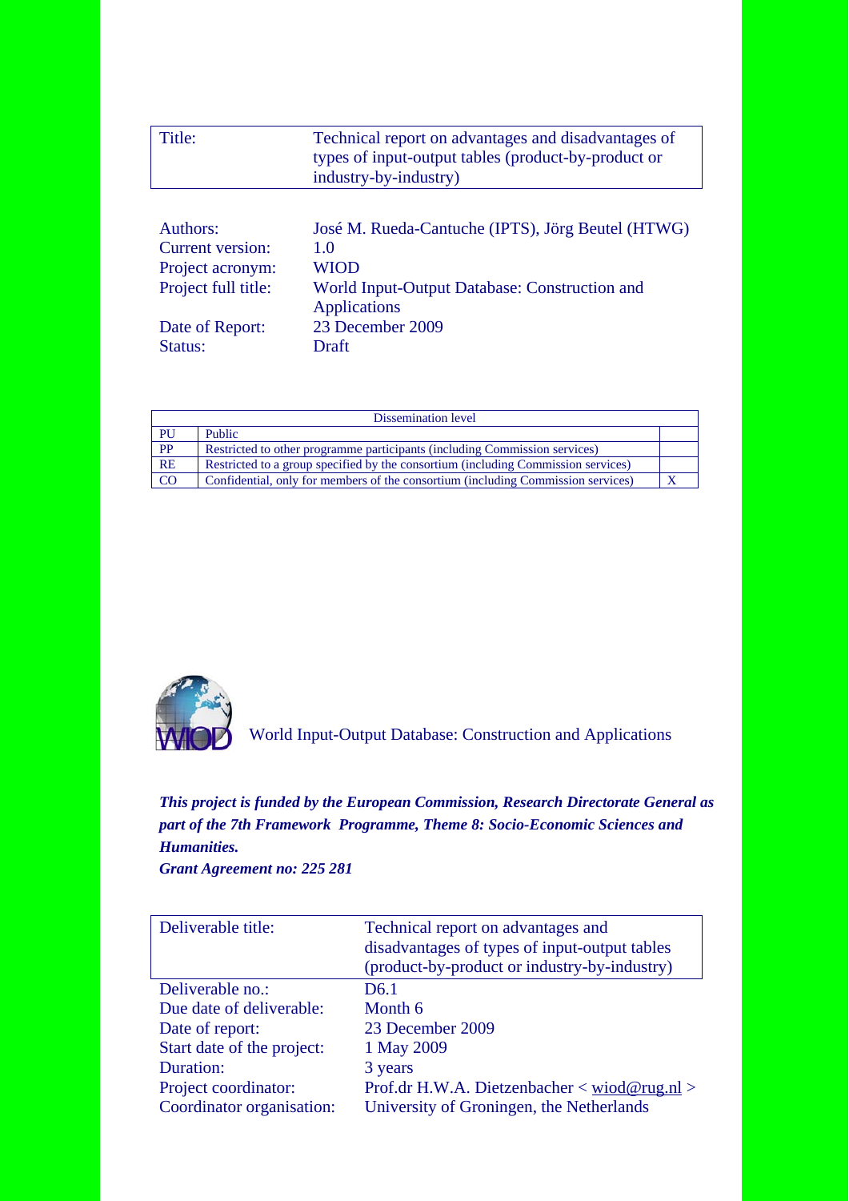| Title: | Technical report on advantages and disadvantages of types of input-output tables (product-by-product or industry-by-industry) |
|---|---|

| | |
|---|---|
| Authors: | José M. Rueda-Cantuche (IPTS), Jörg Beutel (HTWG) |
| Current version: | 1.0 |
| Project acronym: | WIOD |
| Project full title: | World Input-Output Database: Construction and Applications |
| Date of Report: | 23 December 2009 |
| Status: | Draft |

| Dissemination level | | |
|---|---|---|
| PU | Public | |
| PP | Restricted to other programme participants (including Commission services) | |
| RE | Restricted to a group specified by the consortium (including Commission services) | |
| CO | Confidential, only for members of the consortium (including Commission services) | X |

WIOD World Input-Output Database: Construction and Applications

***This project is funded by the European Commission, Research Directorate General as part of the 7th Framework Programme, Theme 8: Socio-Economic Sciences and Humanities.***
***Grant Agreement no: 225 281***

| Deliverable title: | Technical report on advantages and disadvantages of types of input-output tables (product-by-product or industry-by-industry) |
|---|---|
| Deliverable no.: | D6.1 |
| Due date of deliverable: | Month 6 |
| Date of report: | 23 December 2009 |
| Start date of the project: | 1 May 2009 |
| Duration: | 3 years |
| Project coordinator: | Prof.dr H.W.A. Dietzenbacher < wiod@rug.nl > |
| Coordinator organisation: | University of Groningen, the Netherlands |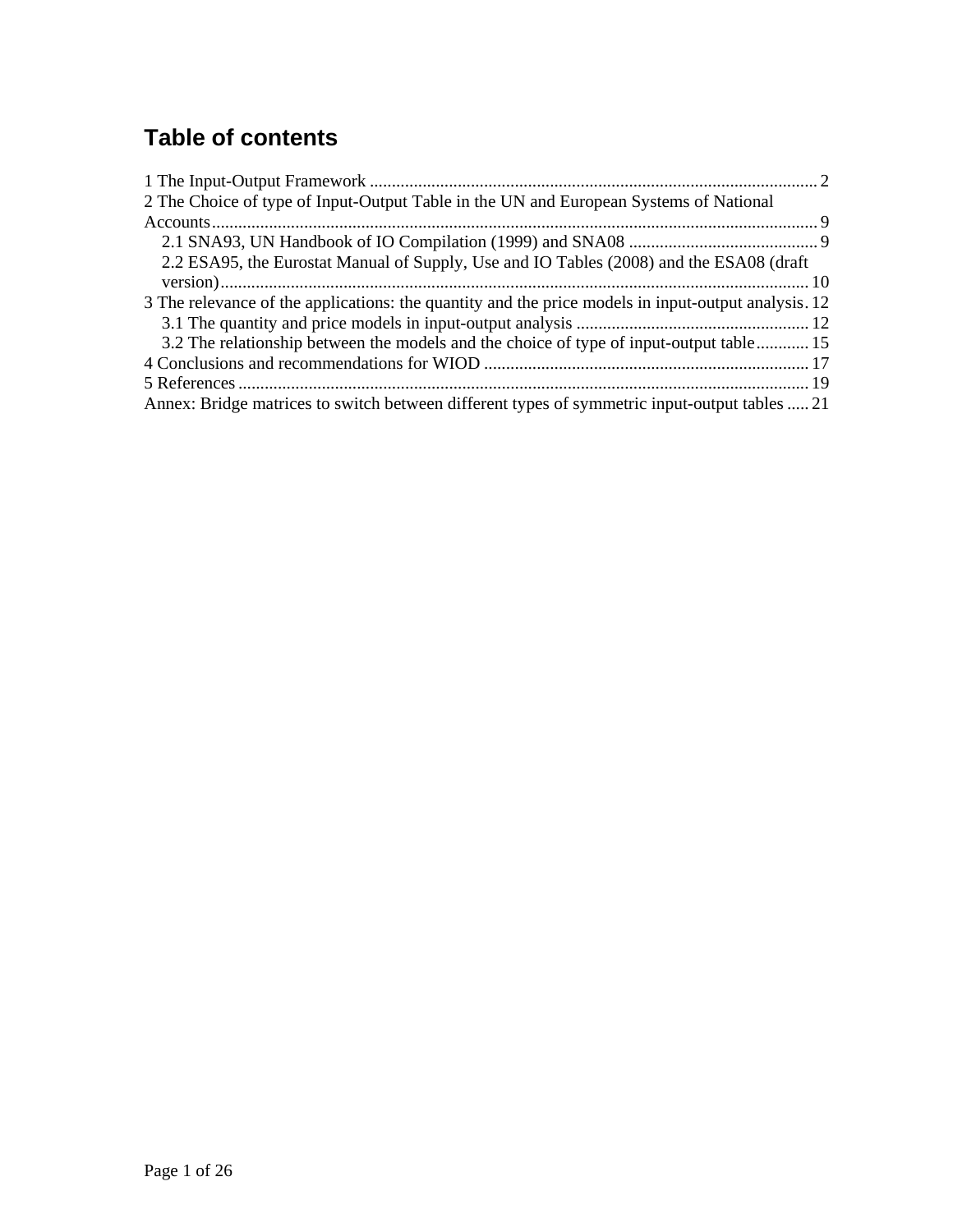# Table of contents

1 The Input-Output Framework ..... 2
2 The Choice of type of Input-Output Table in the UN and European Systems of National Accounts ..... 9
  2.1 SNA93, UN Handbook of IO Compilation (1999) and SNA08 ..... 9
  2.2 ESA95, the Eurostat Manual of Supply, Use and IO Tables (2008) and the ESA08 (draft version) ..... 10
3 The relevance of the applications: the quantity and the price models in input-output analysis ..... 12
  3.1 The quantity and price models in input-output analysis ..... 12
  3.2 The relationship between the models and the choice of type of input-output table ..... 15
4 Conclusions and recommendations for WIOD ..... 17
5 References ..... 19
Annex: Bridge matrices to switch between different types of symmetric input-output tables ..... 21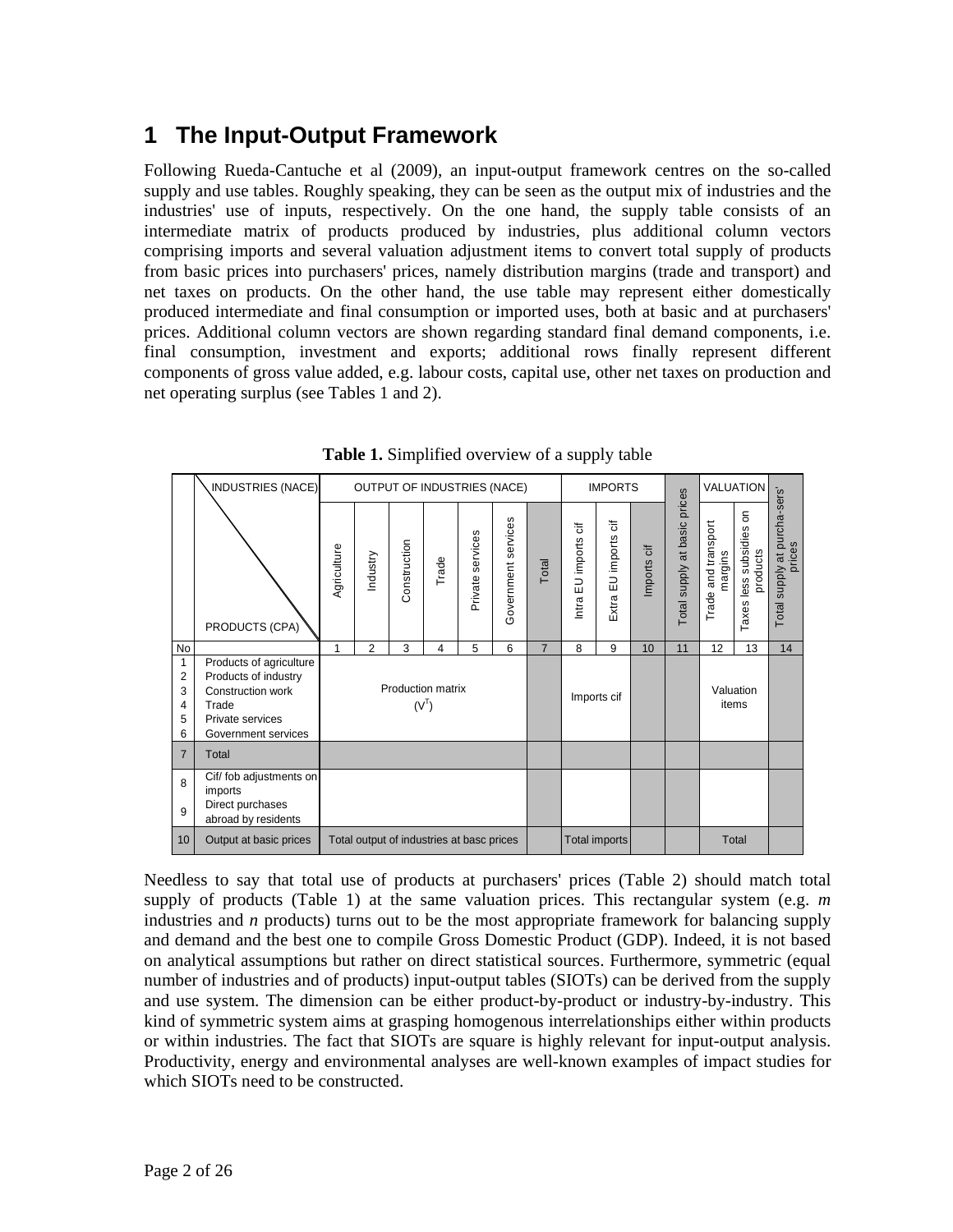# 1 The Input-Output Framework

Following Rueda-Cantuche et al (2009), an input-output framework centres on the so-called supply and use tables. Roughly speaking, they can be seen as the output mix of industries and the industries' use of inputs, respectively. On the one hand, the supply table consists of an intermediate matrix of products produced by industries, plus additional column vectors comprising imports and several valuation adjustment items to convert total supply of products from basic prices into purchasers' prices, namely distribution margins (trade and transport) and net taxes on products. On the other hand, the use table may represent either domestically produced intermediate and final consumption or imported uses, both at basic and at purchasers' prices. Additional column vectors are shown regarding standard final demand components, i.e. final consumption, investment and exports; additional rows finally represent different components of gross value added, e.g. labour costs, capital use, other net taxes on production and net operating surplus (see Tables 1 and 2).

**Table 1.** Simplified overview of a supply table

| | INDUSTRIES (NACE) / PRODUCTS (CPA) | OUTPUT OF INDUSTRIES (NACE) | | | | | | | IMPORTS | | | | VALUATION | | |
|---|---|---|---|---|---|---|---|---|---|---|---|---|---|---|---|
| | | Agriculture | Industry | Construction | Trade | Private services | Government services | Total | Intra EU imports cif | Extra EU imports cif | Imports cif | Total supply at basic prices | Trade and transport margins | Taxes less subsidies on products | Total supply at purcha-sers' prices |
| No | | 1 | 2 | 3 | 4 | 5 | 6 | 7 | 8 | 9 | 10 | 11 | 12 | 13 | 14 |
| 1 | Products of agriculture | Production matrix ($V^T$) | | | | | | | Imports cif | | | | Valuation items | | |
| 2 | Products of industry | | | | | | | | | | | | | | |
| 3 | Construction work | | | | | | | | | | | | | | |
| 4 | Trade | | | | | | | | | | | | | | |
| 5 | Private services | | | | | | | | | | | | | | |
| 6 | Government services | | | | | | | | | | | | | | |
| 7 | Total | | | | | | | | | | | | | | |
| 8 | Cif/ fob adjustments on imports | | | | | | | | | | | | | | |
| 9 | Direct purchases abroad by residents | | | | | | | | | | | | | | |
| 10 | Output at basic prices | Total output of industries at basc prices | | | | | | | Total imports | | | | Total | | |

Needless to say that total use of products at purchasers' prices (Table 2) should match total supply of products (Table 1) at the same valuation prices. This rectangular system (e.g. *m* industries and *n* products) turns out to be the most appropriate framework for balancing supply and demand and the best one to compile Gross Domestic Product (GDP). Indeed, it is not based on analytical assumptions but rather on direct statistical sources. Furthermore, symmetric (equal number of industries and of products) input-output tables (SIOTs) can be derived from the supply and use system. The dimension can be either product-by-product or industry-by-industry. This kind of symmetric system aims at grasping homogenous interrelationships either within products or within industries. The fact that SIOTs are square is highly relevant for input-output analysis. Productivity, energy and environmental analyses are well-known examples of impact studies for which SIOTs need to be constructed.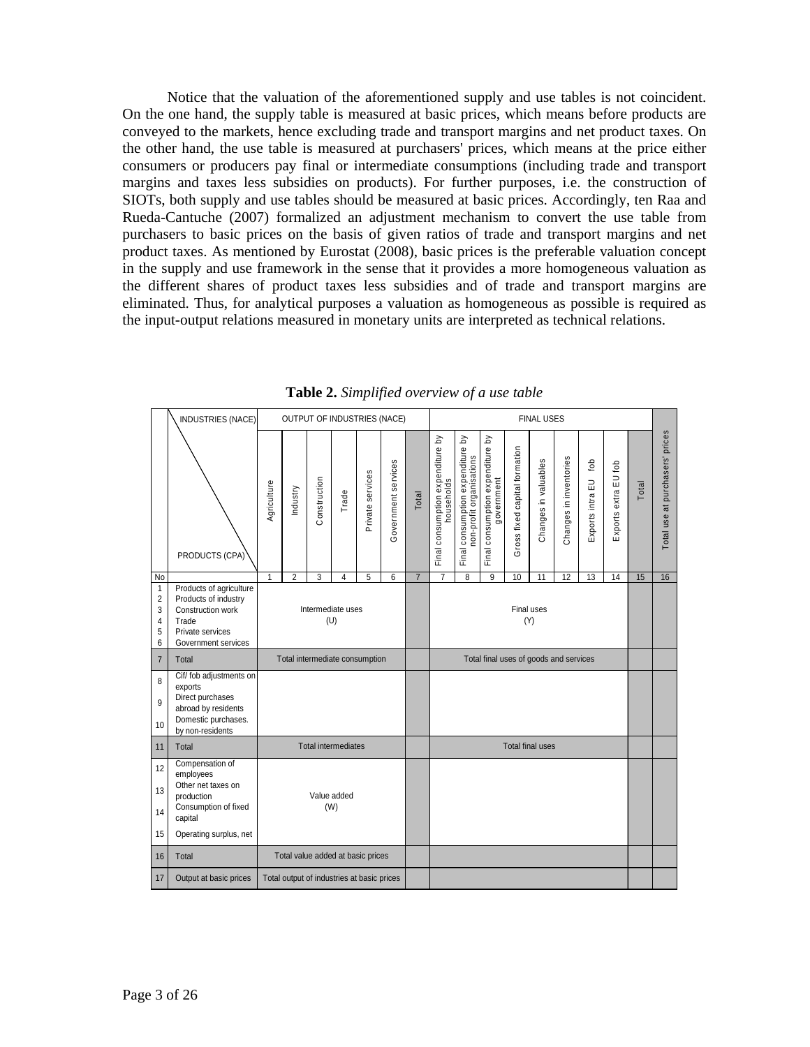Notice that the valuation of the aforementioned supply and use tables is not coincident. On the one hand, the supply table is measured at basic prices, which means before products are conveyed to the markets, hence excluding trade and transport margins and net product taxes. On the other hand, the use table is measured at purchasers' prices, which means at the price either consumers or producers pay final or intermediate consumptions (including trade and transport margins and taxes less subsidies on products). For further purposes, i.e. the construction of SIOTs, both supply and use tables should be measured at basic prices. Accordingly, ten Raa and Rueda-Cantuche (2007) formalized an adjustment mechanism to convert the use table from purchasers to basic prices on the basis of given ratios of trade and transport margins and net product taxes. As mentioned by Eurostat (2008), basic prices is the preferable valuation concept in the supply and use framework in the sense that it provides a more homogeneous valuation as the different shares of product taxes less subsidies and of trade and transport margins are eliminated. Thus, for analytical purposes a valuation as homogeneous as possible is required as the input-output relations measured in monetary units are interpreted as technical relations.

**Table 2.** *Simplified overview of a use table*

| | INDUSTRIES (NACE) / PRODUCTS (CPA) | OUTPUT OF INDUSTRIES (NACE) | | | | | | | FINAL USES | | | | | | | | | |
|---|---|---|---|---|---|---|---|---|---|---|---|---|---|---|---|---|---|---|
| | | Agriculture | Industry | Construction | Trade | Private services | Government services | Total | Final consumption expenditure by households | Final consumption expenditure by non-profit organisations | Final consumption expenditure by government | Gross fixed capital formation | Changes in valuables | Changes in inventories | Exports intra EU fob | Exports extra EU fob | Total | Total use at purchasers' prices |
| No | | 1 | 2 | 3 | 4 | 5 | 6 | 7 | 7 | 8 | 9 | 10 | 11 | 12 | 13 | 14 | 15 | 16 |
| 1 | Products of agriculture | Intermediate uses (U) | | | | | | | Final uses (Y) | | | | | | | | | |
| 2 | Products of industry | | | | | | | | | | | | | | | | | |
| 3 | Construction work | | | | | | | | | | | | | | | | | |
| 4 | Trade | | | | | | | | | | | | | | | | | |
| 5 | Private services | | | | | | | | | | | | | | | | | |
| 6 | Government services | | | | | | | | | | | | | | | | | |
| 7 | Total | Total intermediate consumption | | | | | | | Total final uses of goods and services | | | | | | | | | |
| 8 | Cif/ fob adjustments on exports | | | | | | | | | | | | | | | | | |
| 9 | Direct purchases abroad by residents | | | | | | | | | | | | | | | | | |
| 10 | Domestic purchases. by non-residents | | | | | | | | | | | | | | | | | |
| 11 | Total | Total intermediates | | | | | | | Total final uses | | | | | | | | | |
| 12 | Compensation of employees | Value added (W) | | | | | | | | | | | | | | | | |
| 13 | Other net taxes on production | | | | | | | | | | | | | | | | | |
| 14 | Consumption of fixed capital | | | | | | | | | | | | | | | | | |
| 15 | Operating surplus, net | | | | | | | | | | | | | | | | | |
| 16 | Total | Total value added at basic prices | | | | | | | | | | | | | | | | |
| 17 | Output at basic prices | Total output of industries at basic prices | | | | | | | | | | | | | | | | |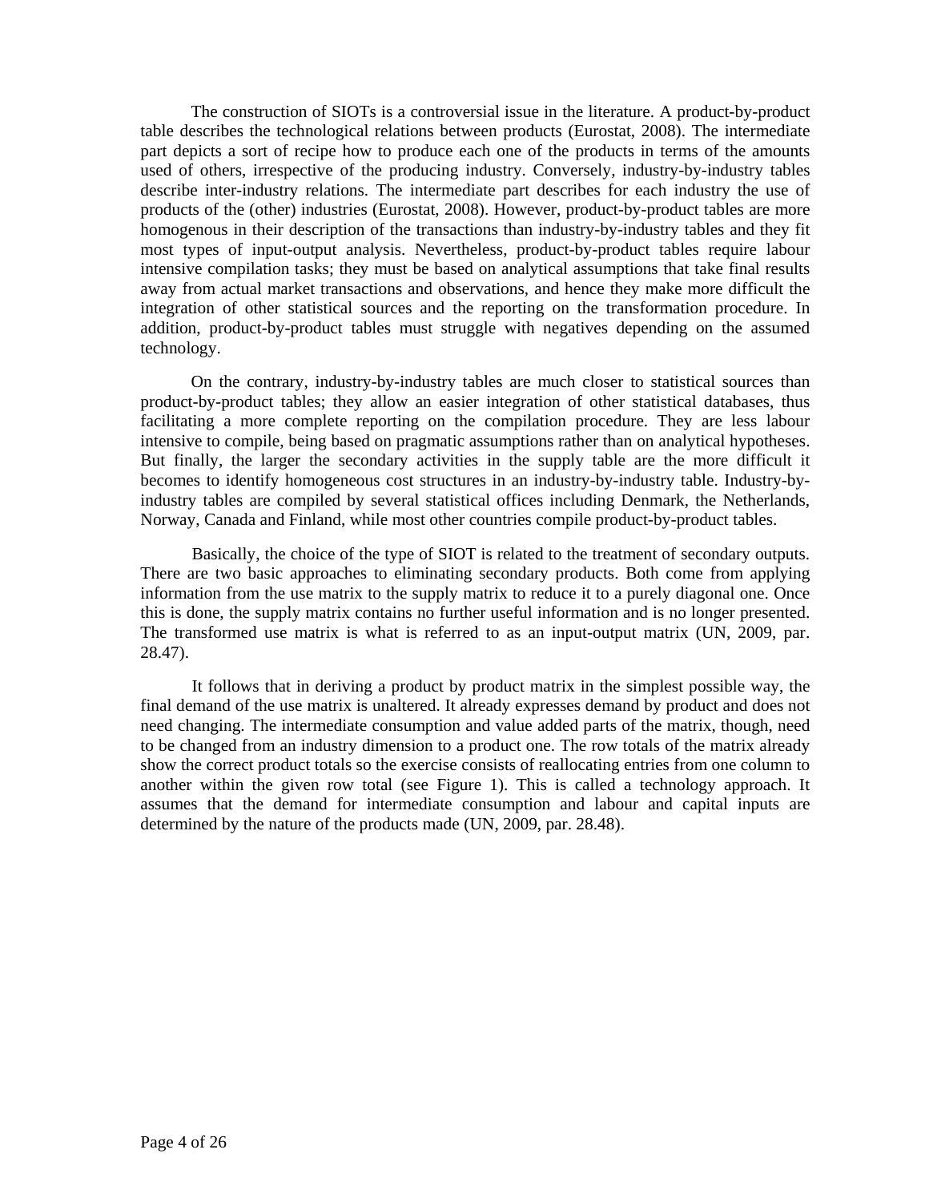The construction of SIOTs is a controversial issue in the literature. A product-by-product table describes the technological relations between products (Eurostat, 2008). The intermediate part depicts a sort of recipe how to produce each one of the products in terms of the amounts used of others, irrespective of the producing industry. Conversely, industry-by-industry tables describe inter-industry relations. The intermediate part describes for each industry the use of products of the (other) industries (Eurostat, 2008). However, product-by-product tables are more homogenous in their description of the transactions than industry-by-industry tables and they fit most types of input-output analysis. Nevertheless, product-by-product tables require labour intensive compilation tasks; they must be based on analytical assumptions that take final results away from actual market transactions and observations, and hence they make more difficult the integration of other statistical sources and the reporting on the transformation procedure. In addition, product-by-product tables must struggle with negatives depending on the assumed technology.

On the contrary, industry-by-industry tables are much closer to statistical sources than product-by-product tables; they allow an easier integration of other statistical databases, thus facilitating a more complete reporting on the compilation procedure. They are less labour intensive to compile, being based on pragmatic assumptions rather than on analytical hypotheses. But finally, the larger the secondary activities in the supply table are the more difficult it becomes to identify homogeneous cost structures in an industry-by-industry table. Industry-by-industry tables are compiled by several statistical offices including Denmark, the Netherlands, Norway, Canada and Finland, while most other countries compile product-by-product tables.

Basically, the choice of the type of SIOT is related to the treatment of secondary outputs. There are two basic approaches to eliminating secondary products. Both come from applying information from the use matrix to the supply matrix to reduce it to a purely diagonal one. Once this is done, the supply matrix contains no further useful information and is no longer presented. The transformed use matrix is what is referred to as an input-output matrix (UN, 2009, par. 28.47).

It follows that in deriving a product by product matrix in the simplest possible way, the final demand of the use matrix is unaltered. It already expresses demand by product and does not need changing. The intermediate consumption and value added parts of the matrix, though, need to be changed from an industry dimension to a product one. The row totals of the matrix already show the correct product totals so the exercise consists of reallocating entries from one column to another within the given row total (see Figure 1). This is called a technology approach. It assumes that the demand for intermediate consumption and labour and capital inputs are determined by the nature of the products made (UN, 2009, par. 28.48).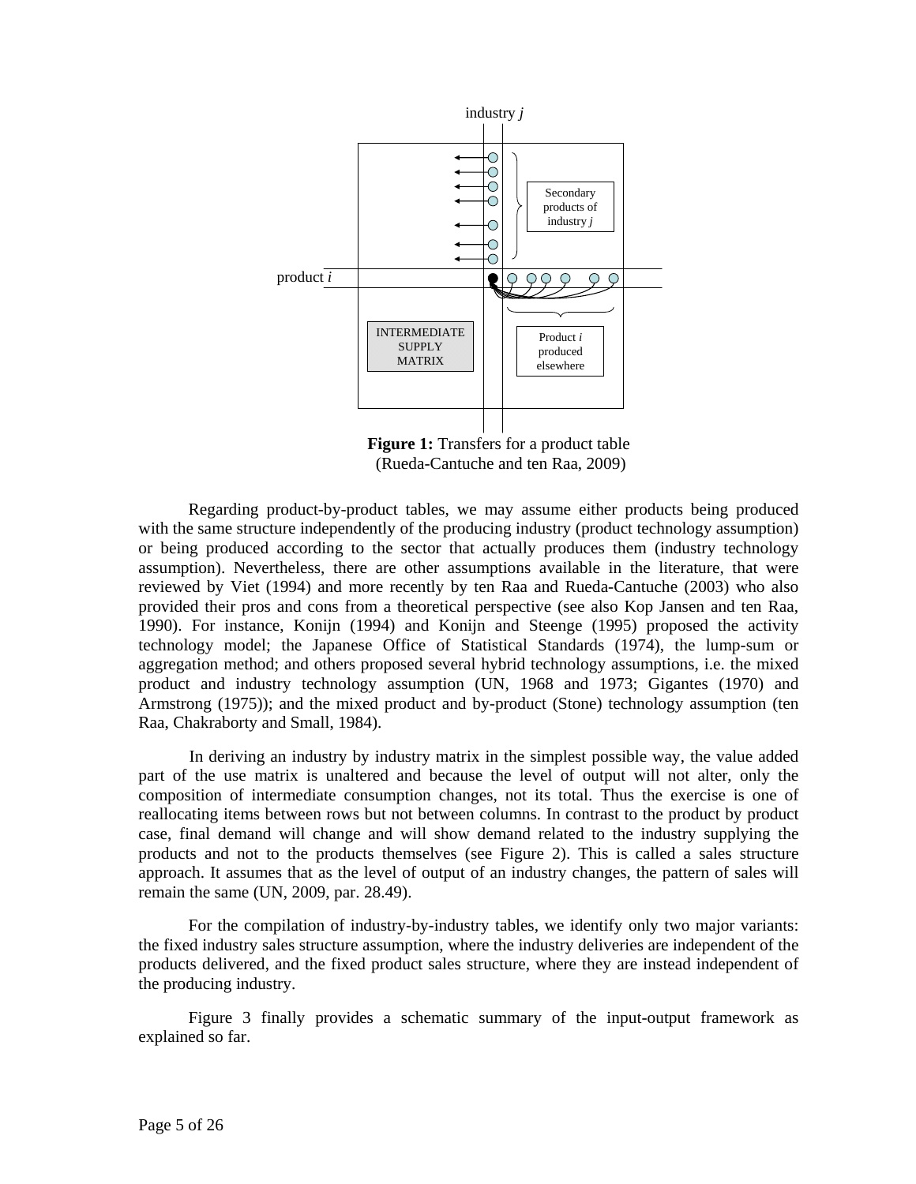**Figure 1:** Transfers for a product table (Rueda-Cantuche and ten Raa, 2009)

Regarding product-by-product tables, we may assume either products being produced with the same structure independently of the producing industry (product technology assumption) or being produced according to the sector that actually produces them (industry technology assumption). Nevertheless, there are other assumptions available in the literature, that were reviewed by Viet (1994) and more recently by ten Raa and Rueda-Cantuche (2003) who also provided their pros and cons from a theoretical perspective (see also Kop Jansen and ten Raa, 1990). For instance, Konijn (1994) and Konijn and Steenge (1995) proposed the activity technology model; the Japanese Office of Statistical Standards (1974), the lump-sum or aggregation method; and others proposed several hybrid technology assumptions, i.e. the mixed product and industry technology assumption (UN, 1968 and 1973; Gigantes (1970) and Armstrong (1975)); and the mixed product and by-product (Stone) technology assumption (ten Raa, Chakraborty and Small, 1984).

In deriving an industry by industry matrix in the simplest possible way, the value added part of the use matrix is unaltered and because the level of output will not alter, only the composition of intermediate consumption changes, not its total. Thus the exercise is one of reallocating items between rows but not between columns. In contrast to the product by product case, final demand will change and will show demand related to the industry supplying the products and not to the products themselves (see Figure 2). This is called a sales structure approach. It assumes that as the level of output of an industry changes, the pattern of sales will remain the same (UN, 2009, par. 28.49).

For the compilation of industry-by-industry tables, we identify only two major variants: the fixed industry sales structure assumption, where the industry deliveries are independent of the products delivered, and the fixed product sales structure, where they are instead independent of the producing industry.

Figure 3 finally provides a schematic summary of the input-output framework as explained so far.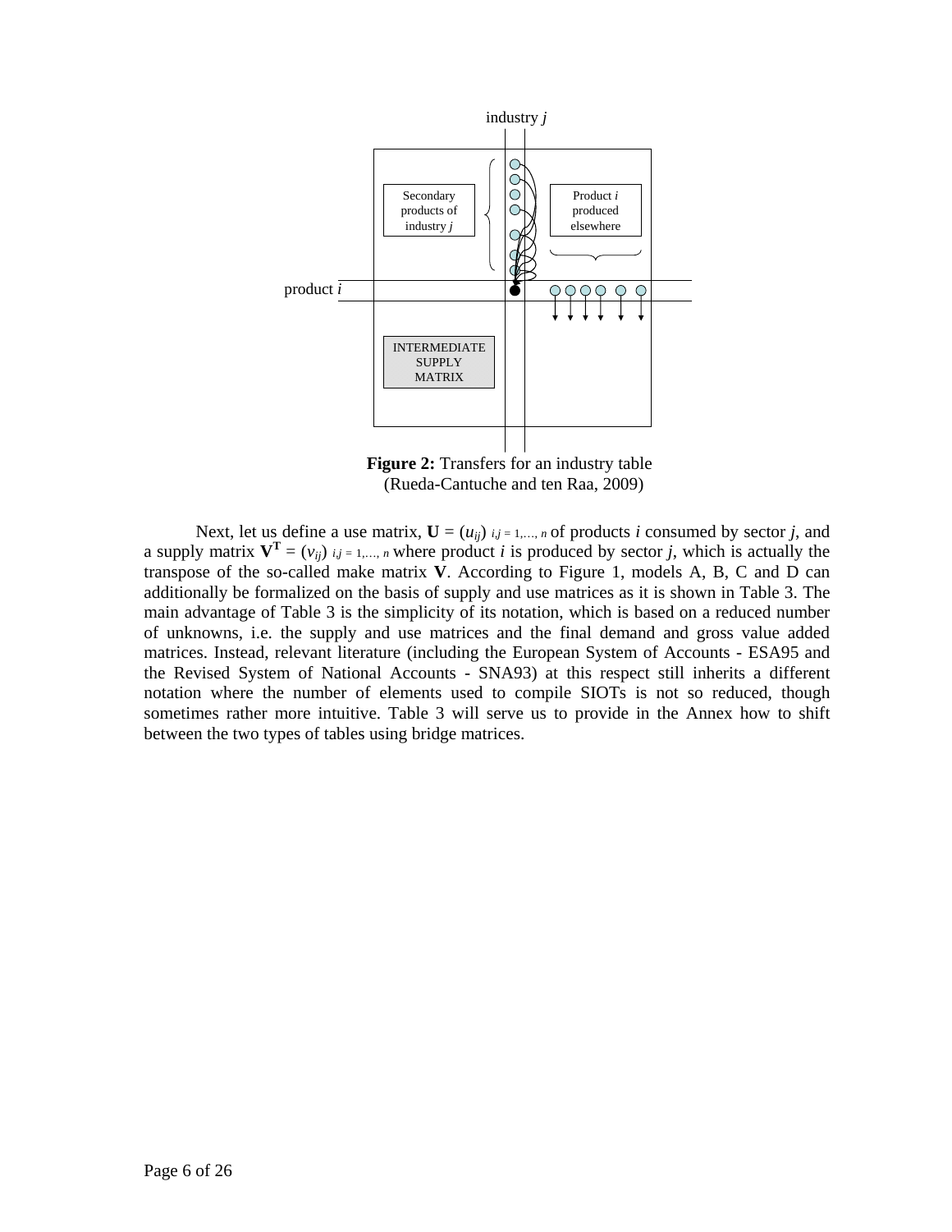**Figure 2:** Transfers for an industry table (Rueda-Cantuche and ten Raa, 2009)

Next, let us define a use matrix, $\mathbf{U} = (u_{ij})_{i,j=1,\ldots,n}$ of products $i$ consumed by sector $j$, and a supply matrix $\mathbf{V}^{\mathbf{T}} = (v_{ij})_{i,j=1,\ldots,n}$ where product $i$ is produced by sector $j$, which is actually the transpose of the so-called make matrix $\mathbf{V}$. According to Figure 1, models A, B, C and D can additionally be formalized on the basis of supply and use matrices as it is shown in Table 3. The main advantage of Table 3 is the simplicity of its notation, which is based on a reduced number of unknowns, i.e. the supply and use matrices and the final demand and gross value added matrices. Instead, relevant literature (including the European System of Accounts - ESA95 and the Revised System of National Accounts - SNA93) at this respect still inherits a different notation where the number of elements used to compile SIOTs is not so reduced, though sometimes rather more intuitive. Table 3 will serve us to provide in the Annex how to shift between the two types of tables using bridge matrices.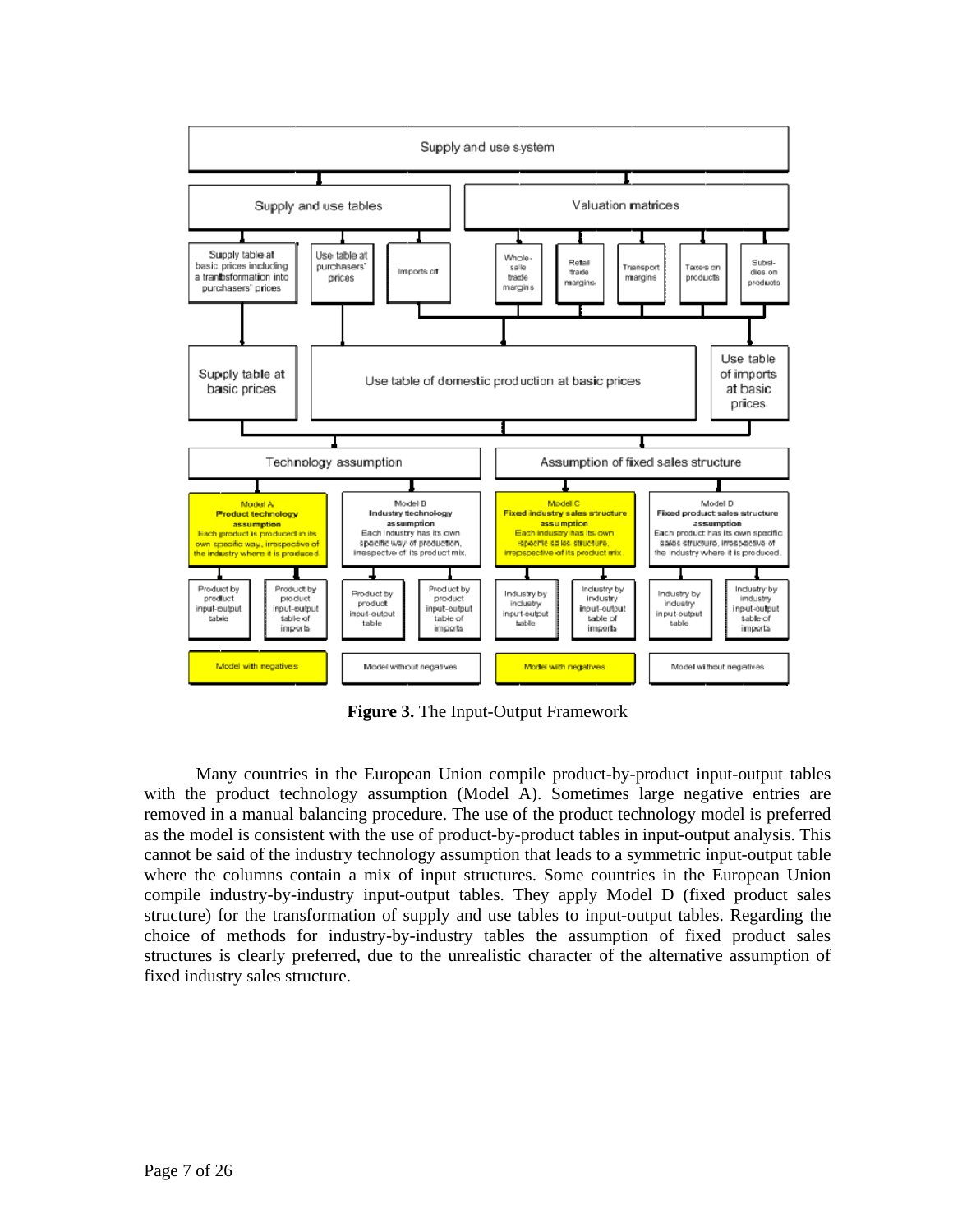Supply and use system

- Supply and use tables
  - Supply table at basic prices including a tranbsformation into purchasers' prices
  - Use table at purchasers' prices
  - Imports cif
- Valuation matrices
  - Whole-sale trade margins
  - Retail trade margins
  - Transport margins
  - Taxes on products
  - Subsidies on products

Supply table at basic prices | Use table of domestic production at basic prices | Use table of imports at basic prices

- Technology assumption
  - **Model A – Product technology assumption:** Each product is produced in its own specific way, irrespective of the industry where it is produced.
    - Product by product input-output table
    - Product by product input-output table of imports
    - Model with negatives
  - **Model B – Industry technology assumption:** Each industry has its own specific way of production, irrespective of its product mix.
    - Product by product input-output table
    - Product by product input-output table of imports
    - Model without negatives
- Assumption of fixed sales structure
  - **Model C – Fixed industry sales structure assumption:** Each industry has its own specific sales structure, irrepspective of its product mix.
    - Industry by industry input-output table
    - Industry by industry input-output table of imports
    - Model with negatives
  - **Model D – Fixed product sales structure assumption:** Each product has its own specific sales structure, irrespective of the industry where it is produced.
    - Industry by industry input-output table
    - Industry by industry input-output table of imports
    - Model without negatives

**Figure 3.** The Input-Output Framework

Many countries in the European Union compile product-by-product input-output tables with the product technology assumption (Model A). Sometimes large negative entries are removed in a manual balancing procedure. The use of the product technology model is preferred as the model is consistent with the use of product-by-product tables in input-output analysis. This cannot be said of the industry technology assumption that leads to a symmetric input-output table where the columns contain a mix of input structures. Some countries in the European Union compile industry-by-industry input-output tables. They apply Model D (fixed product sales structure) for the transformation of supply and use tables to input-output tables. Regarding the choice of methods for industry-by-industry tables the assumption of fixed product sales structures is clearly preferred, due to the unrealistic character of the alternative assumption of fixed industry sales structure.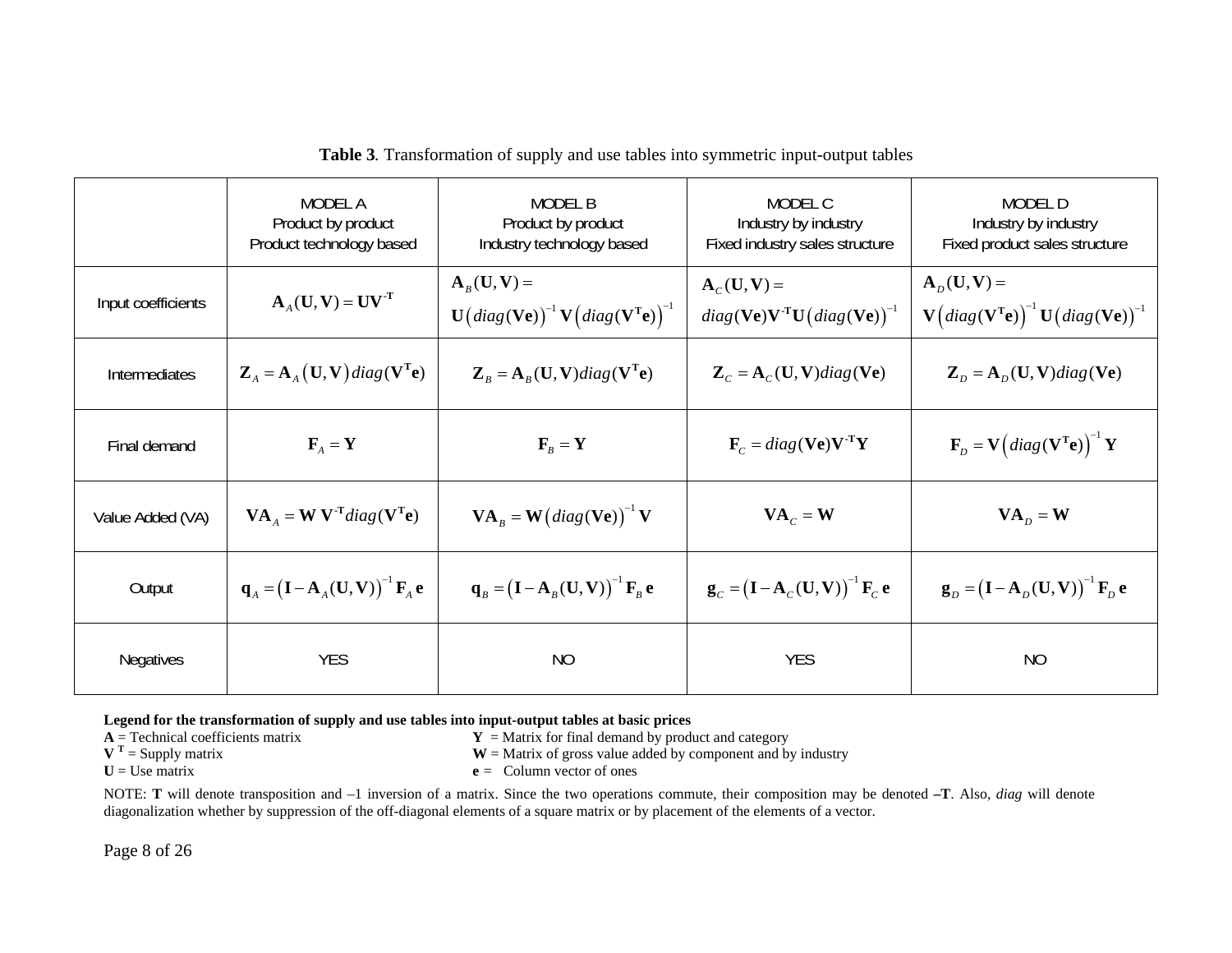**Table 3**. Transformation of supply and use tables into symmetric input-output tables

| | MODEL A<br>Product by product<br>Product technology based | MODEL B<br>Product by product<br>Industry technology based | MODEL C<br>Industry by industry<br>Fixed industry sales structure | MODEL D<br>Industry by industry<br>Fixed product sales structure |
|---|---|---|---|---|
| Input coefficients | $\mathbf{A}_A(\mathbf{U},\mathbf{V}) = \mathbf{U}\mathbf{V}^{\mathbf{-T}}$ | $\mathbf{A}_B(\mathbf{U},\mathbf{V}) = \mathbf{U}\left(diag(\mathbf{Ve})\right)^{-1}\mathbf{V}\left(diag(\mathbf{V}^{\mathbf{T}}\mathbf{e})\right)^{-1}$ | $\mathbf{A}_C(\mathbf{U},\mathbf{V}) = diag(\mathbf{Ve})\mathbf{V}^{\mathbf{-T}}\mathbf{U}\left(diag(\mathbf{Ve})\right)^{-1}$ | $\mathbf{A}_D(\mathbf{U},\mathbf{V}) = \mathbf{V}\left(diag(\mathbf{V}^{\mathbf{T}}\mathbf{e})\right)^{-1}\mathbf{U}\left(diag(\mathbf{Ve})\right)^{-1}$ |
| Intermediates | $\mathbf{Z}_A = \mathbf{A}_A\left(\mathbf{U},\mathbf{V}\right)diag(\mathbf{V}^{\mathbf{T}}\mathbf{e})$ | $\mathbf{Z}_B = \mathbf{A}_B(\mathbf{U},\mathbf{V})diag(\mathbf{V}^{\mathbf{T}}\mathbf{e})$ | $\mathbf{Z}_C = \mathbf{A}_C(\mathbf{U},\mathbf{V})diag(\mathbf{Ve})$ | $\mathbf{Z}_D = \mathbf{A}_D(\mathbf{U},\mathbf{V})diag(\mathbf{Ve})$ |
| Final demand | $\mathbf{F}_A = \mathbf{Y}$ | $\mathbf{F}_B = \mathbf{Y}$ | $\mathbf{F}_C = diag(\mathbf{Ve})\mathbf{V}^{\mathbf{-T}}\mathbf{Y}$ | $\mathbf{F}_D = \mathbf{V}\left(diag(\mathbf{V}^{\mathbf{T}}\mathbf{e})\right)^{-1}\mathbf{Y}$ |
| Value Added (VA) | $\mathbf{VA}_A = \mathbf{W}\,\mathbf{V}^{\mathbf{-T}}diag(\mathbf{V}^{\mathbf{T}}\mathbf{e})$ | $\mathbf{VA}_B = \mathbf{W}\left(diag(\mathbf{Ve})\right)^{-1}\mathbf{V}$ | $\mathbf{VA}_C = \mathbf{W}$ | $\mathbf{VA}_D = \mathbf{W}$ |
| Output | $\mathbf{q}_A = \left(\mathbf{I}-\mathbf{A}_A(\mathbf{U},\mathbf{V})\right)^{-1}\mathbf{F}_A\,\mathbf{e}$ | $\mathbf{q}_B = \left(\mathbf{I}-\mathbf{A}_B(\mathbf{U},\mathbf{V})\right)^{-1}\mathbf{F}_B\,\mathbf{e}$ | $\mathbf{g}_C = \left(\mathbf{I}-\mathbf{A}_C(\mathbf{U},\mathbf{V})\right)^{-1}\mathbf{F}_C\,\mathbf{e}$ | $\mathbf{g}_D = \left(\mathbf{I}-\mathbf{A}_D(\mathbf{U},\mathbf{V})\right)^{-1}\mathbf{F}_D\,\mathbf{e}$ |
| Negatives | YES | NO | YES | NO |

**Legend for the transformation of supply and use tables into input-output tables at basic prices**

$\mathbf{A}$ = Technical coefficients matrix
$\mathbf{V}^{\mathbf{T}}$ = Supply matrix
$\mathbf{U}$ = Use matrix
$\mathbf{Y}$ = Matrix for final demand by product and category
$\mathbf{W}$ = Matrix of gross value added by component and by industry
$\mathbf{e}$ = Column vector of ones

NOTE: **T** will denote transposition and –1 inversion of a matrix. Since the two operations commute, their composition may be denoted **–T**. Also, *diag* will denote diagonalization whether by suppression of the off-diagonal elements of a square matrix or by placement of the elements of a vector.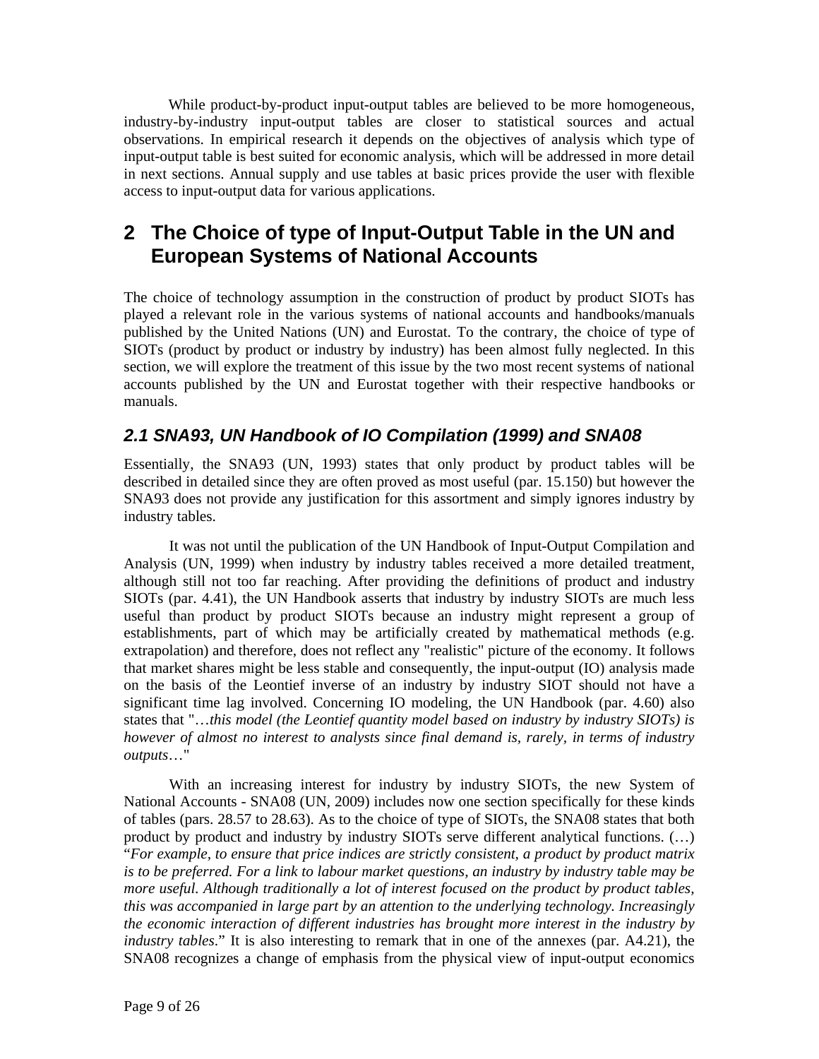While product-by-product input-output tables are believed to be more homogeneous, industry-by-industry input-output tables are closer to statistical sources and actual observations. In empirical research it depends on the objectives of analysis which type of input-output table is best suited for economic analysis, which will be addressed in more detail in next sections. Annual supply and use tables at basic prices provide the user with flexible access to input-output data for various applications.

# 2 The Choice of type of Input-Output Table in the UN and European Systems of National Accounts

The choice of technology assumption in the construction of product by product SIOTs has played a relevant role in the various systems of national accounts and handbooks/manuals published by the United Nations (UN) and Eurostat. To the contrary, the choice of type of SIOTs (product by product or industry by industry) has been almost fully neglected. In this section, we will explore the treatment of this issue by the two most recent systems of national accounts published by the UN and Eurostat together with their respective handbooks or manuals.

## *2.1 SNA93, UN Handbook of IO Compilation (1999) and SNA08*

Essentially, the SNA93 (UN, 1993) states that only product by product tables will be described in detailed since they are often proved as most useful (par. 15.150) but however the SNA93 does not provide any justification for this assortment and simply ignores industry by industry tables.

It was not until the publication of the UN Handbook of Input-Output Compilation and Analysis (UN, 1999) when industry by industry tables received a more detailed treatment, although still not too far reaching. After providing the definitions of product and industry SIOTs (par. 4.41), the UN Handbook asserts that industry by industry SIOTs are much less useful than product by product SIOTs because an industry might represent a group of establishments, part of which may be artificially created by mathematical methods (e.g. extrapolation) and therefore, does not reflect any "realistic" picture of the economy. It follows that market shares might be less stable and consequently, the input-output (IO) analysis made on the basis of the Leontief inverse of an industry by industry SIOT should not have a significant time lag involved. Concerning IO modeling, the UN Handbook (par. 4.60) also states that "…*this model (the Leontief quantity model based on industry by industry SIOTs) is however of almost no interest to analysts since final demand is, rarely, in terms of industry outputs*…"

With an increasing interest for industry by industry SIOTs, the new System of National Accounts - SNA08 (UN, 2009) includes now one section specifically for these kinds of tables (pars. 28.57 to 28.63). As to the choice of type of SIOTs, the SNA08 states that both product by product and industry by industry SIOTs serve different analytical functions. (…) "*For example, to ensure that price indices are strictly consistent, a product by product matrix is to be preferred. For a link to labour market questions, an industry by industry table may be more useful. Although traditionally a lot of interest focused on the product by product tables, this was accompanied in large part by an attention to the underlying technology. Increasingly the economic interaction of different industries has brought more interest in the industry by industry tables*." It is also interesting to remark that in one of the annexes (par. A4.21), the SNA08 recognizes a change of emphasis from the physical view of input-output economics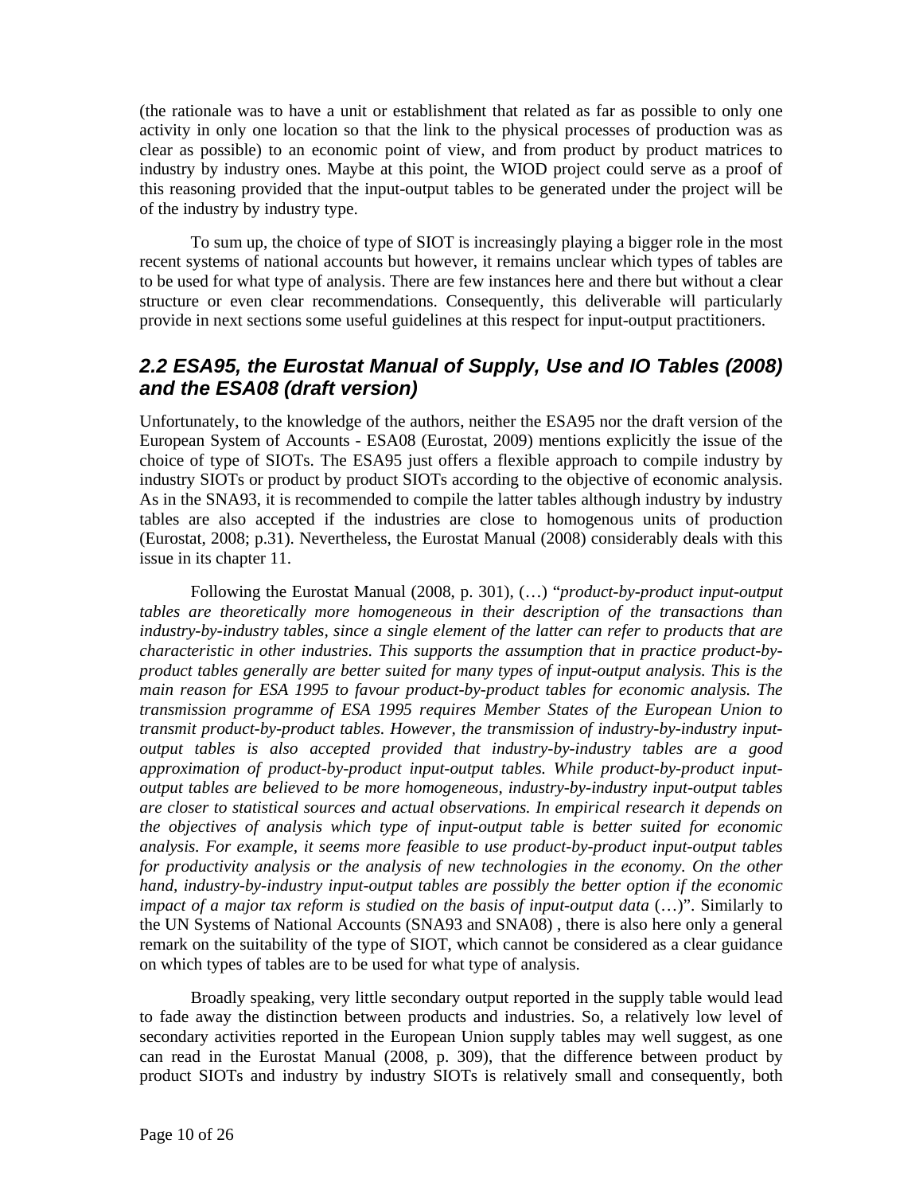(the rationale was to have a unit or establishment that related as far as possible to only one activity in only one location so that the link to the physical processes of production was as clear as possible) to an economic point of view, and from product by product matrices to industry by industry ones. Maybe at this point, the WIOD project could serve as a proof of this reasoning provided that the input-output tables to be generated under the project will be of the industry by industry type.

To sum up, the choice of type of SIOT is increasingly playing a bigger role in the most recent systems of national accounts but however, it remains unclear which types of tables are to be used for what type of analysis. There are few instances here and there but without a clear structure or even clear recommendations. Consequently, this deliverable will particularly provide in next sections some useful guidelines at this respect for input-output practitioners.

## 2.2 ESA95, the Eurostat Manual of Supply, Use and IO Tables (2008) and the ESA08 (draft version)

Unfortunately, to the knowledge of the authors, neither the ESA95 nor the draft version of the European System of Accounts - ESA08 (Eurostat, 2009) mentions explicitly the issue of the choice of type of SIOTs. The ESA95 just offers a flexible approach to compile industry by industry SIOTs or product by product SIOTs according to the objective of economic analysis. As in the SNA93, it is recommended to compile the latter tables although industry by industry tables are also accepted if the industries are close to homogenous units of production (Eurostat, 2008; p.31). Nevertheless, the Eurostat Manual (2008) considerably deals with this issue in its chapter 11.

Following the Eurostat Manual (2008, p. 301), (…) "*product-by-product input-output tables are theoretically more homogeneous in their description of the transactions than industry-by-industry tables, since a single element of the latter can refer to products that are characteristic in other industries. This supports the assumption that in practice product-by-product tables generally are better suited for many types of input-output analysis. This is the main reason for ESA 1995 to favour product-by-product tables for economic analysis. The transmission programme of ESA 1995 requires Member States of the European Union to transmit product-by-product tables. However, the transmission of industry-by-industry input-output tables is also accepted provided that industry-by-industry tables are a good approximation of product-by-product input-output tables. While product-by-product input-output tables are believed to be more homogeneous, industry-by-industry input-output tables are closer to statistical sources and actual observations. In empirical research it depends on the objectives of analysis which type of input-output table is better suited for economic analysis. For example, it seems more feasible to use product-by-product input-output tables for productivity analysis or the analysis of new technologies in the economy. On the other hand, industry-by-industry input-output tables are possibly the better option if the economic impact of a major tax reform is studied on the basis of input-output data* (…)". Similarly to the UN Systems of National Accounts (SNA93 and SNA08) , there is also here only a general remark on the suitability of the type of SIOT, which cannot be considered as a clear guidance on which types of tables are to be used for what type of analysis.

Broadly speaking, very little secondary output reported in the supply table would lead to fade away the distinction between products and industries. So, a relatively low level of secondary activities reported in the European Union supply tables may well suggest, as one can read in the Eurostat Manual (2008, p. 309), that the difference between product by product SIOTs and industry by industry SIOTs is relatively small and consequently, both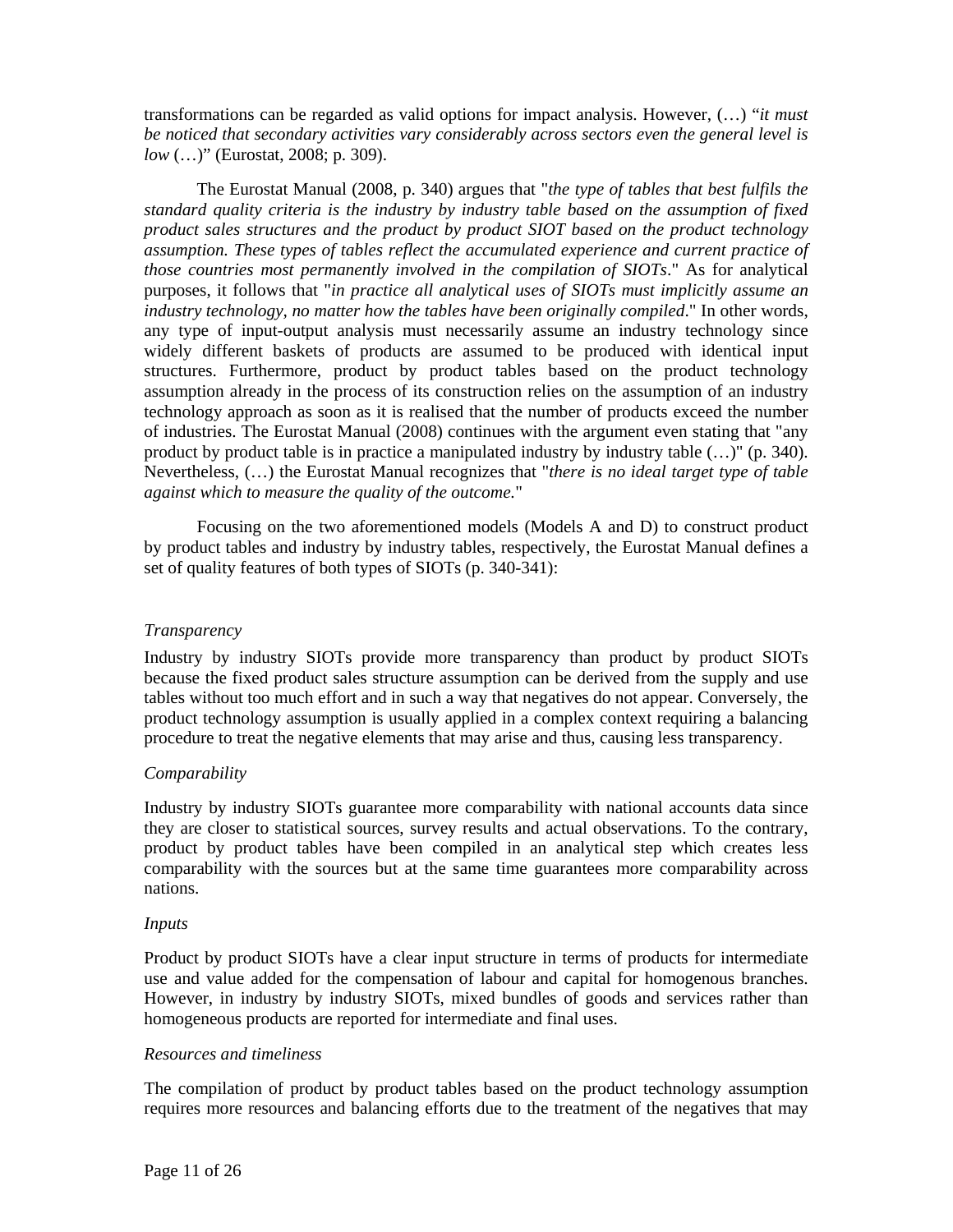transformations can be regarded as valid options for impact analysis. However, (…) "*it must be noticed that secondary activities vary considerably across sectors even the general level is low* (…)" (Eurostat, 2008; p. 309).

The Eurostat Manual (2008, p. 340) argues that "*the type of tables that best fulfils the standard quality criteria is the industry by industry table based on the assumption of fixed product sales structures and the product by product SIOT based on the product technology assumption. These types of tables reflect the accumulated experience and current practice of those countries most permanently involved in the compilation of SIOTs*." As for analytical purposes, it follows that "*in practice all analytical uses of SIOTs must implicitly assume an industry technology, no matter how the tables have been originally compiled*." In other words, any type of input-output analysis must necessarily assume an industry technology since widely different baskets of products are assumed to be produced with identical input structures. Furthermore, product by product tables based on the product technology assumption already in the process of its construction relies on the assumption of an industry technology approach as soon as it is realised that the number of products exceed the number of industries. The Eurostat Manual (2008) continues with the argument even stating that "any product by product table is in practice a manipulated industry by industry table (…)" (p. 340). Nevertheless, (…) the Eurostat Manual recognizes that "*there is no ideal target type of table against which to measure the quality of the outcome.*"

Focusing on the two aforementioned models (Models A and D) to construct product by product tables and industry by industry tables, respectively, the Eurostat Manual defines a set of quality features of both types of SIOTs (p. 340-341):

*Transparency*

Industry by industry SIOTs provide more transparency than product by product SIOTs because the fixed product sales structure assumption can be derived from the supply and use tables without too much effort and in such a way that negatives do not appear. Conversely, the product technology assumption is usually applied in a complex context requiring a balancing procedure to treat the negative elements that may arise and thus, causing less transparency.

*Comparability*

Industry by industry SIOTs guarantee more comparability with national accounts data since they are closer to statistical sources, survey results and actual observations. To the contrary, product by product tables have been compiled in an analytical step which creates less comparability with the sources but at the same time guarantees more comparability across nations.

*Inputs*

Product by product SIOTs have a clear input structure in terms of products for intermediate use and value added for the compensation of labour and capital for homogenous branches. However, in industry by industry SIOTs, mixed bundles of goods and services rather than homogeneous products are reported for intermediate and final uses.

*Resources and timeliness*

The compilation of product by product tables based on the product technology assumption requires more resources and balancing efforts due to the treatment of the negatives that may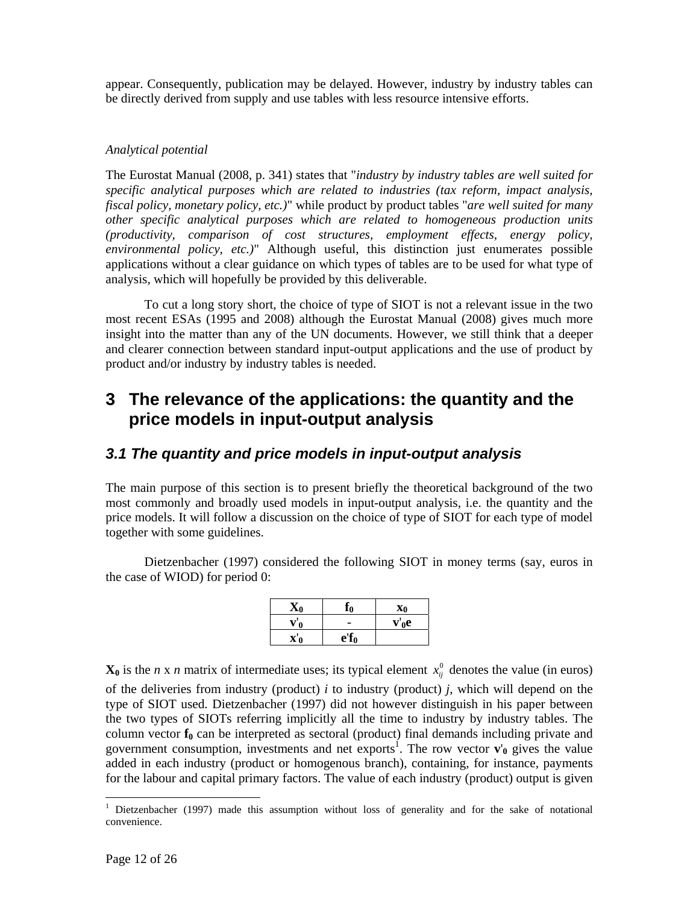appear. Consequently, publication may be delayed. However, industry by industry tables can be directly derived from supply and use tables with less resource intensive efforts.

*Analytical potential*

The Eurostat Manual (2008, p. 341) states that "*industry by industry tables are well suited for specific analytical purposes which are related to industries (tax reform, impact analysis, fiscal policy, monetary policy, etc.)*" while product by product tables "*are well suited for many other specific analytical purposes which are related to homogeneous production units (productivity, comparison of cost structures, employment effects, energy policy, environmental policy, etc.)*" Although useful, this distinction just enumerates possible applications without a clear guidance on which types of tables are to be used for what type of analysis, which will hopefully be provided by this deliverable.

To cut a long story short, the choice of type of SIOT is not a relevant issue in the two most recent ESAs (1995 and 2008) although the Eurostat Manual (2008) gives much more insight into the matter than any of the UN documents. However, we still think that a deeper and clearer connection between standard input-output applications and the use of product by product and/or industry by industry tables is needed.

# 3 The relevance of the applications: the quantity and the price models in input-output analysis

## 3.1 The quantity and price models in input-output analysis

The main purpose of this section is to present briefly the theoretical background of the two most commonly and broadly used models in input-output analysis, i.e. the quantity and the price models. It will follow a discussion on the choice of type of SIOT for each type of model together with some guidelines.

Dietzenbacher (1997) considered the following SIOT in money terms (say, euros in the case of WIOD) for period 0:

| $\mathbf{X_0}$ | $\mathbf{f_0}$ | $\mathbf{x_0}$ |
|---|---|---|
| $\mathbf{v'_0}$ | - | $\mathbf{v'_0 e}$ |
| $\mathbf{x'_0}$ | $\mathbf{e'f_0}$ | |

$\mathbf{X_0}$ is the *n* x *n* matrix of intermediate uses; its typical element $x_{ij}^0$ denotes the value (in euros) of the deliveries from industry (product) *i* to industry (product) *j*, which will depend on the type of SIOT used. Dietzenbacher (1997) did not however distinguish in his paper between the two types of SIOTs referring implicitly all the time to industry by industry tables. The column vector $\mathbf{f_0}$ can be interpreted as sectoral (product) final demands including private and government consumption, investments and net exports[1]. The row vector $\mathbf{v'_0}$ gives the value added in each industry (product or homogenous branch), containing, for instance, payments for the labour and capital primary factors. The value of each industry (product) output is given

[1] Dietzenbacher (1997) made this assumption without loss of generality and for the sake of notational convenience.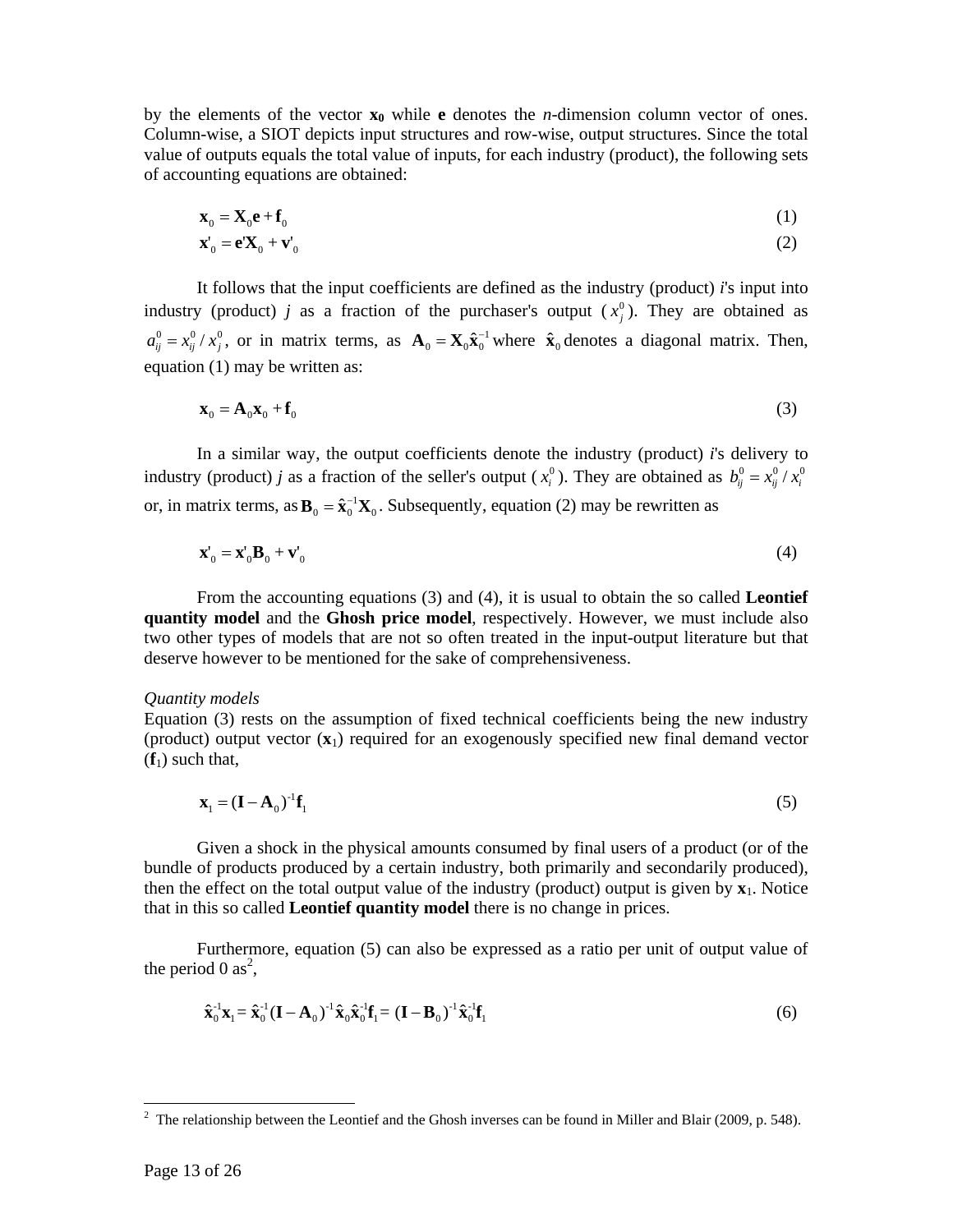by the elements of the vector $\mathbf{x_0}$ while $\mathbf{e}$ denotes the *n*-dimension column vector of ones. Column-wise, a SIOT depicts input structures and row-wise, output structures. Since the total value of outputs equals the total value of inputs, for each industry (product), the following sets of accounting equations are obtained:

$$\mathbf{x}_0 = \mathbf{X}_0\mathbf{e} + \mathbf{f}_0 \tag{1}$$

$$\mathbf{x'}_0 = \mathbf{e'X}_0 + \mathbf{v'}_0 \tag{2}$$

It follows that the input coefficients are defined as the industry (product) *i*'s input into industry (product) *j* as a fraction of the purchaser's output ($x_j^0$). They are obtained as $a_{ij}^0 = x_{ij}^0 / x_j^0$, or in matrix terms, as $\mathbf{A}_0 = \mathbf{X}_0\hat{\mathbf{x}}_0^{-1}$ where $\hat{\mathbf{x}}_0$ denotes a diagonal matrix. Then, equation (1) may be written as:

$$\mathbf{x}_0 = \mathbf{A}_0\mathbf{x}_0 + \mathbf{f}_0 \tag{3}$$

In a similar way, the output coefficients denote the industry (product) *i*'s delivery to industry (product) *j* as a fraction of the seller's output ($x_i^0$). They are obtained as $b_{ij}^0 = x_{ij}^0 / x_i^0$ or, in matrix terms, as $\mathbf{B}_0 = \hat{\mathbf{x}}_0^{-1}\mathbf{X}_0$. Subsequently, equation (2) may be rewritten as

$$\mathbf{x'}_0 = \mathbf{x'}_0\mathbf{B}_0 + \mathbf{v'}_0 \tag{4}$$

From the accounting equations (3) and (4), it is usual to obtain the so called **Leontief quantity model** and the **Ghosh price model**, respectively. However, we must include also two other types of models that are not so often treated in the input-output literature but that deserve however to be mentioned for the sake of comprehensiveness.

*Quantity models*

Equation (3) rests on the assumption of fixed technical coefficients being the new industry (product) output vector ($\mathbf{x}_1$) required for an exogenously specified new final demand vector ($\mathbf{f}_1$) such that,

$$\mathbf{x}_1 = (\mathbf{I} - \mathbf{A}_0)^{-1}\mathbf{f}_1 \tag{5}$$

Given a shock in the physical amounts consumed by final users of a product (or of the bundle of products produced by a certain industry, both primarily and secondarily produced), then the effect on the total output value of the industry (product) output is given by $\mathbf{x}_1$. Notice that in this so called **Leontief quantity model** there is no change in prices.

Furthermore, equation (5) can also be expressed as a ratio per unit of output value of the period 0 as[2],

$$\hat{\mathbf{x}}_0^{-1}\mathbf{x}_1 = \hat{\mathbf{x}}_0^{-1}(\mathbf{I} - \mathbf{A}_0)^{-1}\hat{\mathbf{x}}_0\hat{\mathbf{x}}_0^{-1}\mathbf{f}_1 = (\mathbf{I} - \mathbf{B}_0)^{-1}\hat{\mathbf{x}}_0^{-1}\mathbf{f}_1 \tag{6}$$

---

[2] The relationship between the Leontief and the Ghosh inverses can be found in Miller and Blair (2009, p. 548).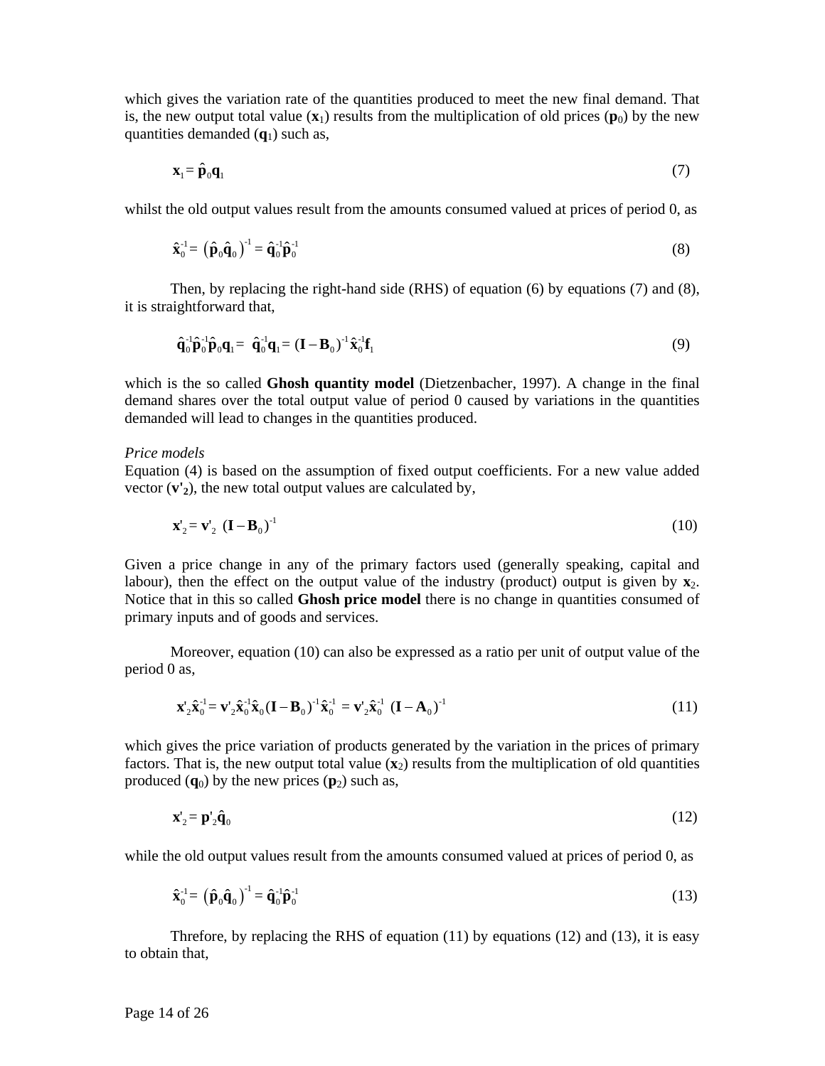which gives the variation rate of the quantities produced to meet the new final demand. That is, the new output total value ($\mathbf{x}_1$) results from the multiplication of old prices ($\mathbf{p}_0$) by the new quantities demanded ($\mathbf{q}_1$) such as,

$$\mathbf{x}_1 = \hat{\mathbf{p}}_0\mathbf{q}_1 \tag{7}$$

whilst the old output values result from the amounts consumed valued at prices of period 0, as

$$\hat{\mathbf{x}}_0^{-1} = \left(\hat{\mathbf{p}}_0\hat{\mathbf{q}}_0\right)^{-1} = \hat{\mathbf{q}}_0^{-1}\hat{\mathbf{p}}_0^{-1} \tag{8}$$

Then, by replacing the right-hand side (RHS) of equation (6) by equations (7) and (8), it is straightforward that,

$$\hat{\mathbf{q}}_0^{-1}\hat{\mathbf{p}}_0^{-1}\hat{\mathbf{p}}_0\mathbf{q}_1 = \hat{\mathbf{q}}_0^{-1}\mathbf{q}_1 = (\mathbf{I} - \mathbf{B}_0)^{-1}\hat{\mathbf{x}}_0^{-1}\mathbf{f}_1 \tag{9}$$

which is the so called **Ghosh quantity model** (Dietzenbacher, 1997). A change in the final demand shares over the total output value of period 0 caused by variations in the quantities demanded will lead to changes in the quantities produced.

*Price models*

Equation (4) is based on the assumption of fixed output coefficients. For a new value added vector ($\mathbf{v'}_2$), the new total output values are calculated by,

$$\mathbf{x'}_2 = \mathbf{v'}_2 \ (\mathbf{I} - \mathbf{B}_0)^{-1} \tag{10}$$

Given a price change in any of the primary factors used (generally speaking, capital and labour), then the effect on the output value of the industry (product) output is given by $\mathbf{x}_2$. Notice that in this so called **Ghosh price model** there is no change in quantities consumed of primary inputs and of goods and services.

Moreover, equation (10) can also be expressed as a ratio per unit of output value of the period 0 as,

$$\mathbf{x'}_2\hat{\mathbf{x}}_0^{-1} = \mathbf{v'}_2\hat{\mathbf{x}}_0^{-1}\hat{\mathbf{x}}_0(\mathbf{I} - \mathbf{B}_0)^{-1}\hat{\mathbf{x}}_0^{-1} = \mathbf{v'}_2\hat{\mathbf{x}}_0^{-1} \ (\mathbf{I} - \mathbf{A}_0)^{-1} \tag{11}$$

which gives the price variation of products generated by the variation in the prices of primary factors. That is, the new output total value ($\mathbf{x}_2$) results from the multiplication of old quantities produced ($\mathbf{q}_0$) by the new prices ($\mathbf{p}_2$) such as,

$$\mathbf{x'}_2 = \mathbf{p'}_2\hat{\mathbf{q}}_0 \tag{12}$$

while the old output values result from the amounts consumed valued at prices of period 0, as

$$\hat{\mathbf{x}}_0^{-1} = \left(\hat{\mathbf{p}}_0\hat{\mathbf{q}}_0\right)^{-1} = \hat{\mathbf{q}}_0^{-1}\hat{\mathbf{p}}_0^{-1} \tag{13}$$

Threfore, by replacing the RHS of equation (11) by equations (12) and (13), it is easy to obtain that,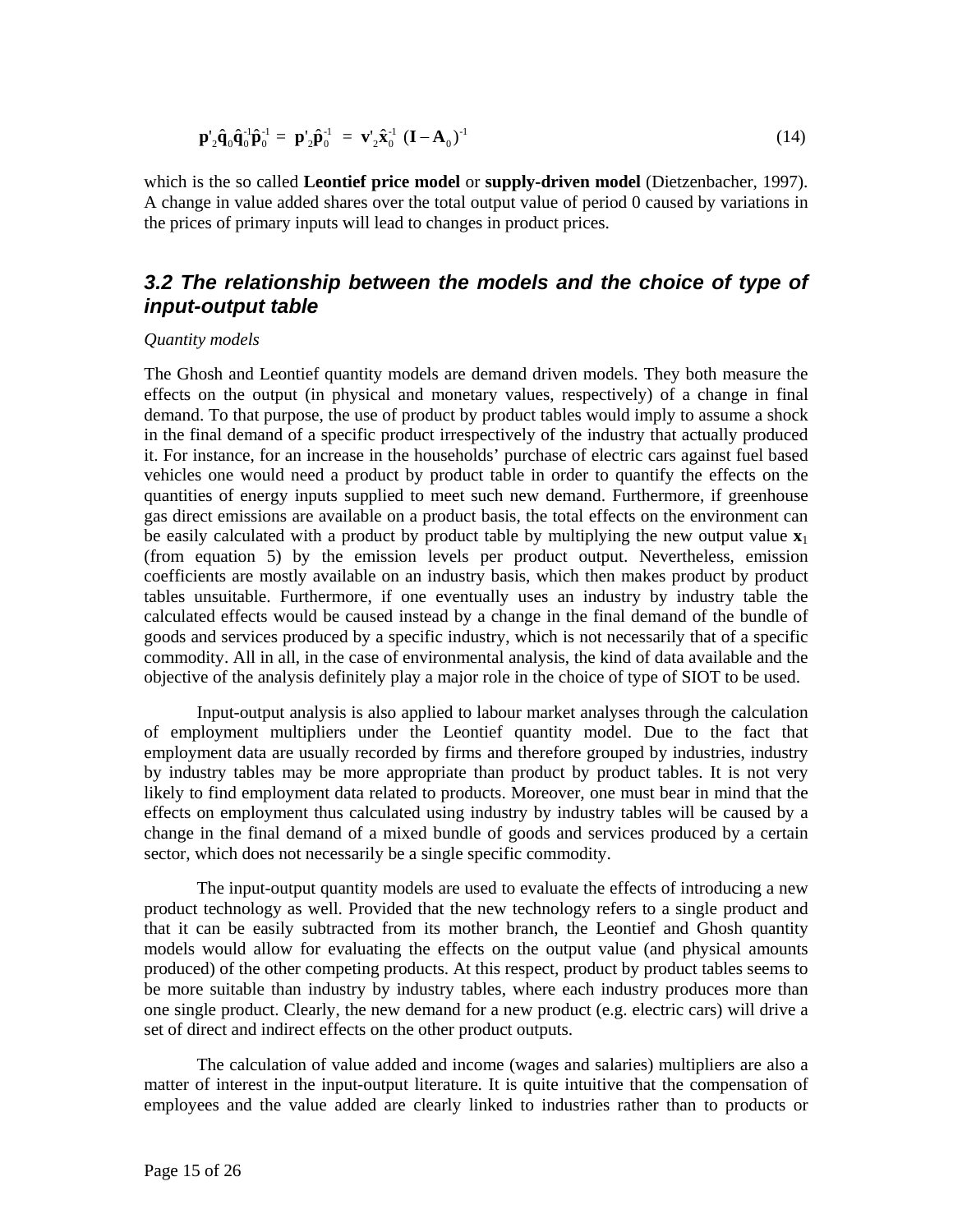$$\mathbf{p}'_2\hat{\mathbf{q}}_0\hat{\mathbf{q}}_0^{-1}\hat{\mathbf{p}}_0^{-1} = \mathbf{p}'_2\hat{\mathbf{p}}_0^{-1} = \mathbf{v}'_2\hat{\mathbf{x}}_0^{-1}(\mathbf{I} - \mathbf{A}_0)^{-1} \tag{14}$$

which is the so called **Leontief price model** or **supply-driven model** (Dietzenbacher, 1997). A change in value added shares over the total output value of period 0 caused by variations in the prices of primary inputs will lead to changes in product prices.

## *3.2 The relationship between the models and the choice of type of input-output table*

*Quantity models*

The Ghosh and Leontief quantity models are demand driven models. They both measure the effects on the output (in physical and monetary values, respectively) of a change in final demand. To that purpose, the use of product by product tables would imply to assume a shock in the final demand of a specific product irrespectively of the industry that actually produced it. For instance, for an increase in the households' purchase of electric cars against fuel based vehicles one would need a product by product table in order to quantify the effects on the quantities of energy inputs supplied to meet such new demand. Furthermore, if greenhouse gas direct emissions are available on a product basis, the total effects on the environment can be easily calculated with a product by product table by multiplying the new output value $\mathbf{x}_1$ (from equation 5) by the emission levels per product output. Nevertheless, emission coefficients are mostly available on an industry basis, which then makes product by product tables unsuitable. Furthermore, if one eventually uses an industry by industry table the calculated effects would be caused instead by a change in the final demand of the bundle of goods and services produced by a specific industry, which is not necessarily that of a specific commodity. All in all, in the case of environmental analysis, the kind of data available and the objective of the analysis definitely play a major role in the choice of type of SIOT to be used.

Input-output analysis is also applied to labour market analyses through the calculation of employment multipliers under the Leontief quantity model. Due to the fact that employment data are usually recorded by firms and therefore grouped by industries, industry by industry tables may be more appropriate than product by product tables. It is not very likely to find employment data related to products. Moreover, one must bear in mind that the effects on employment thus calculated using industry by industry tables will be caused by a change in the final demand of a mixed bundle of goods and services produced by a certain sector, which does not necessarily be a single specific commodity.

The input-output quantity models are used to evaluate the effects of introducing a new product technology as well. Provided that the new technology refers to a single product and that it can be easily subtracted from its mother branch, the Leontief and Ghosh quantity models would allow for evaluating the effects on the output value (and physical amounts produced) of the other competing products. At this respect, product by product tables seems to be more suitable than industry by industry tables, where each industry produces more than one single product. Clearly, the new demand for a new product (e.g. electric cars) will drive a set of direct and indirect effects on the other product outputs.

The calculation of value added and income (wages and salaries) multipliers are also a matter of interest in the input-output literature. It is quite intuitive that the compensation of employees and the value added are clearly linked to industries rather than to products or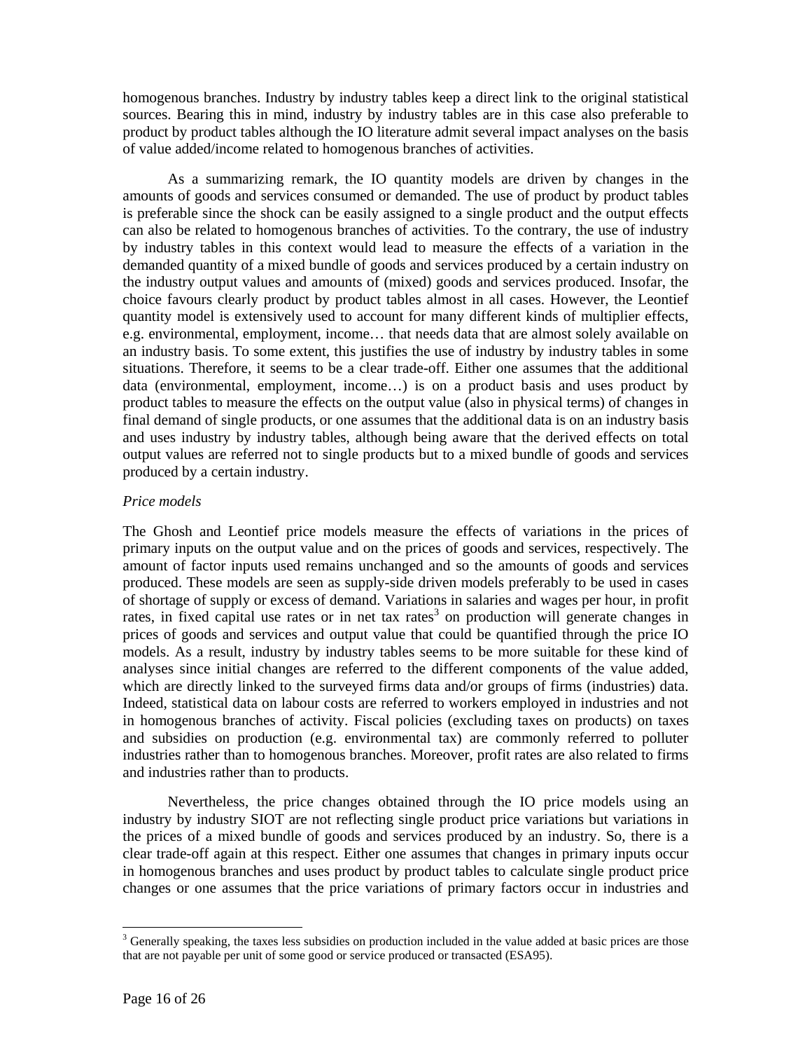homogenous branches. Industry by industry tables keep a direct link to the original statistical sources. Bearing this in mind, industry by industry tables are in this case also preferable to product by product tables although the IO literature admit several impact analyses on the basis of value added/income related to homogenous branches of activities.

As a summarizing remark, the IO quantity models are driven by changes in the amounts of goods and services consumed or demanded. The use of product by product tables is preferable since the shock can be easily assigned to a single product and the output effects can also be related to homogenous branches of activities. To the contrary, the use of industry by industry tables in this context would lead to measure the effects of a variation in the demanded quantity of a mixed bundle of goods and services produced by a certain industry on the industry output values and amounts of (mixed) goods and services produced. Insofar, the choice favours clearly product by product tables almost in all cases. However, the Leontief quantity model is extensively used to account for many different kinds of multiplier effects, e.g. environmental, employment, income… that needs data that are almost solely available on an industry basis. To some extent, this justifies the use of industry by industry tables in some situations. Therefore, it seems to be a clear trade-off. Either one assumes that the additional data (environmental, employment, income…) is on a product basis and uses product by product tables to measure the effects on the output value (also in physical terms) of changes in final demand of single products, or one assumes that the additional data is on an industry basis and uses industry by industry tables, although being aware that the derived effects on total output values are referred not to single products but to a mixed bundle of goods and services produced by a certain industry.

*Price models*

The Ghosh and Leontief price models measure the effects of variations in the prices of primary inputs on the output value and on the prices of goods and services, respectively. The amount of factor inputs used remains unchanged and so the amounts of goods and services produced. These models are seen as supply-side driven models preferably to be used in cases of shortage of supply or excess of demand. Variations in salaries and wages per hour, in profit rates, in fixed capital use rates or in net tax rates[3] on production will generate changes in prices of goods and services and output value that could be quantified through the price IO models. As a result, industry by industry tables seems to be more suitable for these kind of analyses since initial changes are referred to the different components of the value added, which are directly linked to the surveyed firms data and/or groups of firms (industries) data. Indeed, statistical data on labour costs are referred to workers employed in industries and not in homogenous branches of activity. Fiscal policies (excluding taxes on products) on taxes and subsidies on production (e.g. environmental tax) are commonly referred to polluter industries rather than to homogenous branches. Moreover, profit rates are also related to firms and industries rather than to products.

Nevertheless, the price changes obtained through the IO price models using an industry by industry SIOT are not reflecting single product price variations but variations in the prices of a mixed bundle of goods and services produced by an industry. So, there is a clear trade-off again at this respect. Either one assumes that changes in primary inputs occur in homogenous branches and uses product by product tables to calculate single product price changes or one assumes that the price variations of primary factors occur in industries and

[3] Generally speaking, the taxes less subsidies on production included in the value added at basic prices are those that are not payable per unit of some good or service produced or transacted (ESA95).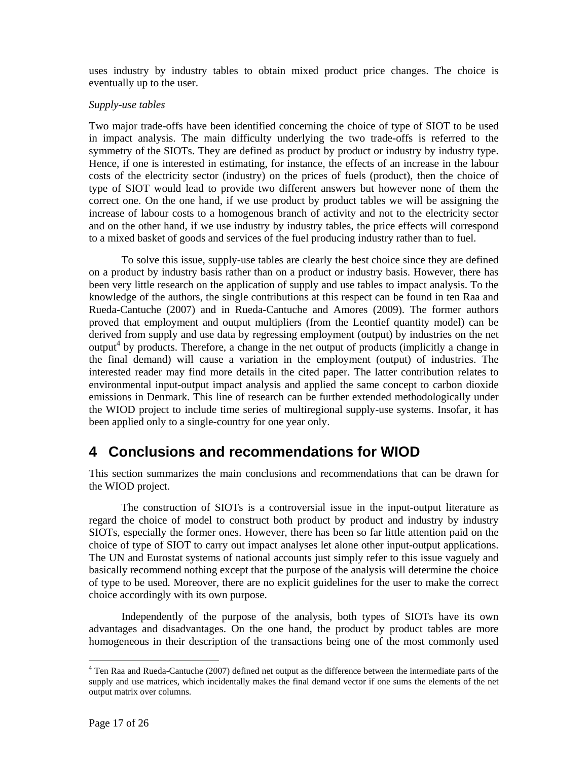uses industry by industry tables to obtain mixed product price changes. The choice is eventually up to the user.

*Supply-use tables*

Two major trade-offs have been identified concerning the choice of type of SIOT to be used in impact analysis. The main difficulty underlying the two trade-offs is referred to the symmetry of the SIOTs. They are defined as product by product or industry by industry type. Hence, if one is interested in estimating, for instance, the effects of an increase in the labour costs of the electricity sector (industry) on the prices of fuels (product), then the choice of type of SIOT would lead to provide two different answers but however none of them the correct one. On the one hand, if we use product by product tables we will be assigning the increase of labour costs to a homogenous branch of activity and not to the electricity sector and on the other hand, if we use industry by industry tables, the price effects will correspond to a mixed basket of goods and services of the fuel producing industry rather than to fuel.

To solve this issue, supply-use tables are clearly the best choice since they are defined on a product by industry basis rather than on a product or industry basis. However, there has been very little research on the application of supply and use tables to impact analysis. To the knowledge of the authors, the single contributions at this respect can be found in ten Raa and Rueda-Cantuche (2007) and in Rueda-Cantuche and Amores (2009). The former authors proved that employment and output multipliers (from the Leontief quantity model) can be derived from supply and use data by regressing employment (output) by industries on the net output[4] by products. Therefore, a change in the net output of products (implicitly a change in the final demand) will cause a variation in the employment (output) of industries. The interested reader may find more details in the cited paper. The latter contribution relates to environmental input-output impact analysis and applied the same concept to carbon dioxide emissions in Denmark. This line of research can be further extended methodologically under the WIOD project to include time series of multiregional supply-use systems. Insofar, it has been applied only to a single-country for one year only.

# 4 Conclusions and recommendations for WIOD

This section summarizes the main conclusions and recommendations that can be drawn for the WIOD project.

The construction of SIOTs is a controversial issue in the input-output literature as regard the choice of model to construct both product by product and industry by industry SIOTs, especially the former ones. However, there has been so far little attention paid on the choice of type of SIOT to carry out impact analyses let alone other input-output applications. The UN and Eurostat systems of national accounts just simply refer to this issue vaguely and basically recommend nothing except that the purpose of the analysis will determine the choice of type to be used. Moreover, there are no explicit guidelines for the user to make the correct choice accordingly with its own purpose.

Independently of the purpose of the analysis, both types of SIOTs have its own advantages and disadvantages. On the one hand, the product by product tables are more homogeneous in their description of the transactions being one of the most commonly used

---

[4] Ten Raa and Rueda-Cantuche (2007) defined net output as the difference between the intermediate parts of the supply and use matrices, which incidentally makes the final demand vector if one sums the elements of the net output matrix over columns.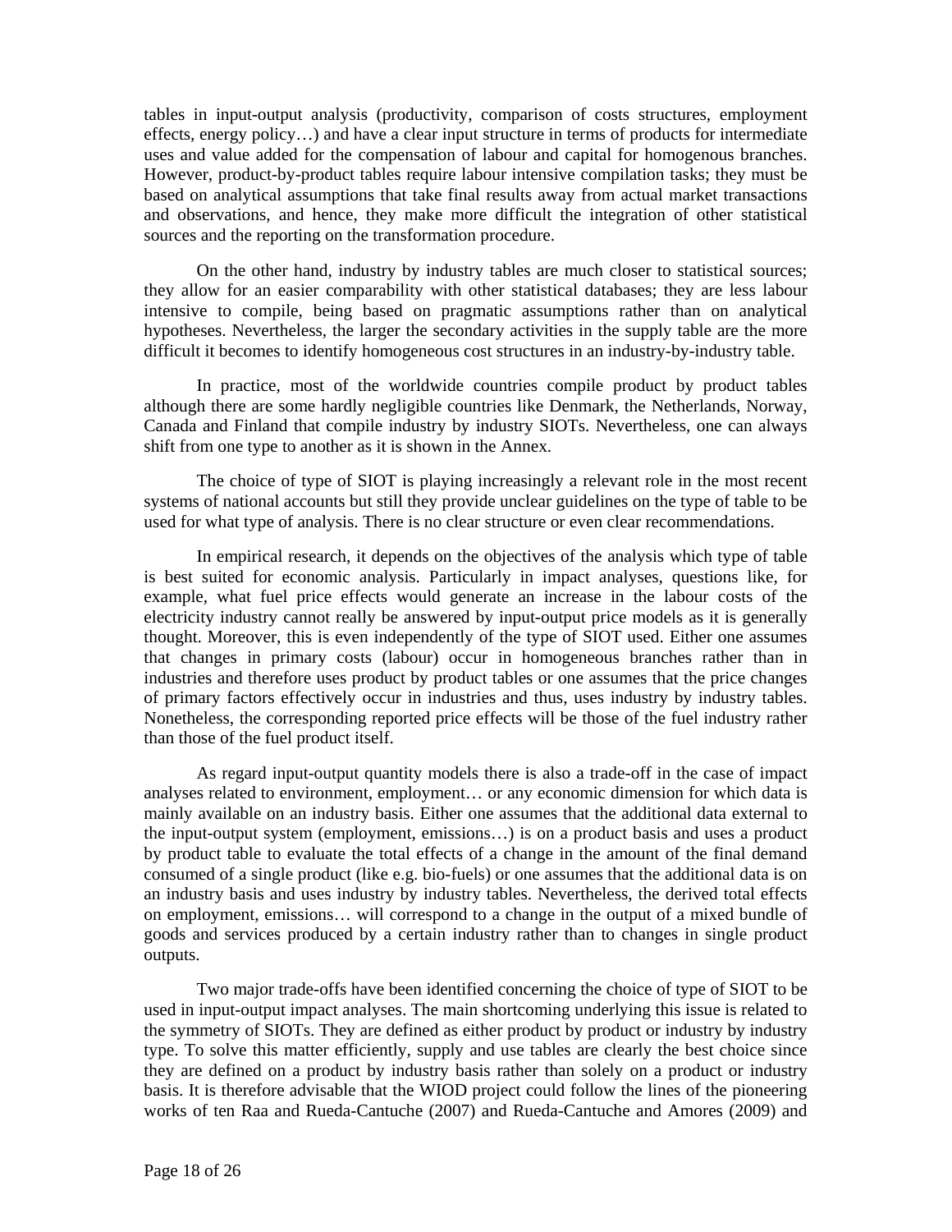tables in input-output analysis (productivity, comparison of costs structures, employment effects, energy policy…) and have a clear input structure in terms of products for intermediate uses and value added for the compensation of labour and capital for homogenous branches. However, product-by-product tables require labour intensive compilation tasks; they must be based on analytical assumptions that take final results away from actual market transactions and observations, and hence, they make more difficult the integration of other statistical sources and the reporting on the transformation procedure.

On the other hand, industry by industry tables are much closer to statistical sources; they allow for an easier comparability with other statistical databases; they are less labour intensive to compile, being based on pragmatic assumptions rather than on analytical hypotheses. Nevertheless, the larger the secondary activities in the supply table are the more difficult it becomes to identify homogeneous cost structures in an industry-by-industry table.

In practice, most of the worldwide countries compile product by product tables although there are some hardly negligible countries like Denmark, the Netherlands, Norway, Canada and Finland that compile industry by industry SIOTs. Nevertheless, one can always shift from one type to another as it is shown in the Annex.

The choice of type of SIOT is playing increasingly a relevant role in the most recent systems of national accounts but still they provide unclear guidelines on the type of table to be used for what type of analysis. There is no clear structure or even clear recommendations.

In empirical research, it depends on the objectives of the analysis which type of table is best suited for economic analysis. Particularly in impact analyses, questions like, for example, what fuel price effects would generate an increase in the labour costs of the electricity industry cannot really be answered by input-output price models as it is generally thought. Moreover, this is even independently of the type of SIOT used. Either one assumes that changes in primary costs (labour) occur in homogeneous branches rather than in industries and therefore uses product by product tables or one assumes that the price changes of primary factors effectively occur in industries and thus, uses industry by industry tables. Nonetheless, the corresponding reported price effects will be those of the fuel industry rather than those of the fuel product itself.

As regard input-output quantity models there is also a trade-off in the case of impact analyses related to environment, employment… or any economic dimension for which data is mainly available on an industry basis. Either one assumes that the additional data external to the input-output system (employment, emissions…) is on a product basis and uses a product by product table to evaluate the total effects of a change in the amount of the final demand consumed of a single product (like e.g. bio-fuels) or one assumes that the additional data is on an industry basis and uses industry by industry tables. Nevertheless, the derived total effects on employment, emissions… will correspond to a change in the output of a mixed bundle of goods and services produced by a certain industry rather than to changes in single product outputs.

Two major trade-offs have been identified concerning the choice of type of SIOT to be used in input-output impact analyses. The main shortcoming underlying this issue is related to the symmetry of SIOTs. They are defined as either product by product or industry by industry type. To solve this matter efficiently, supply and use tables are clearly the best choice since they are defined on a product by industry basis rather than solely on a product or industry basis. It is therefore advisable that the WIOD project could follow the lines of the pioneering works of ten Raa and Rueda-Cantuche (2007) and Rueda-Cantuche and Amores (2009) and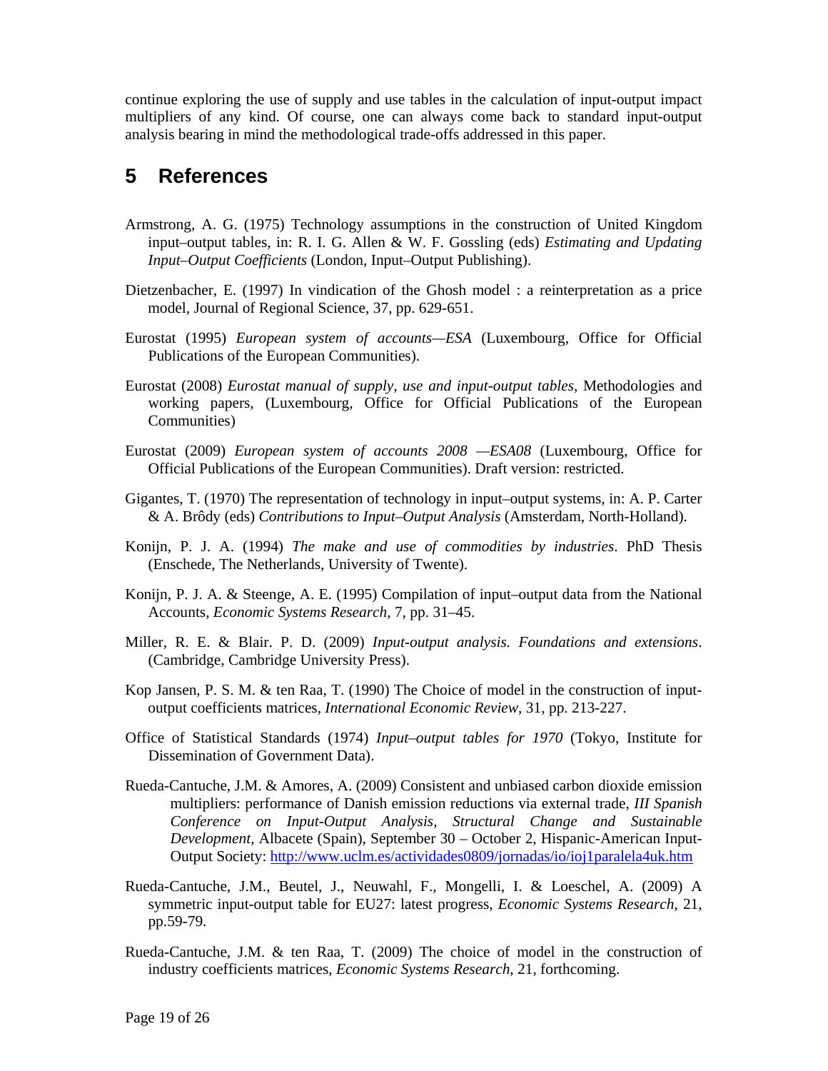continue exploring the use of supply and use tables in the calculation of input-output impact multipliers of any kind. Of course, one can always come back to standard input-output analysis bearing in mind the methodological trade-offs addressed in this paper.

# 5 References

Armstrong, A. G. (1975) Technology assumptions in the construction of United Kingdom input–output tables, in: R. I. G. Allen & W. F. Gossling (eds) *Estimating and Updating Input–Output Coefficients* (London, Input–Output Publishing).

Dietzenbacher, E. (1997) In vindication of the Ghosh model : a reinterpretation as a price model, Journal of Regional Science, 37, pp. 629-651.

Eurostat (1995) *European system of accounts—ESA* (Luxembourg, Office for Official Publications of the European Communities).

Eurostat (2008) *Eurostat manual of supply, use and input-output tables*, Methodologies and working papers, (Luxembourg, Office for Official Publications of the European Communities)

Eurostat (2009) *European system of accounts 2008 —ESA08* (Luxembourg, Office for Official Publications of the European Communities). Draft version: restricted.

Gigantes, T. (1970) The representation of technology in input–output systems, in: A. P. Carter & A. Brôdy (eds) *Contributions to Input–Output Analysis* (Amsterdam, North-Holland).

Konijn, P. J. A. (1994) *The make and use of commodities by industries*. PhD Thesis (Enschede, The Netherlands, University of Twente).

Konijn, P. J. A. & Steenge, A. E. (1995) Compilation of input–output data from the National Accounts, *Economic Systems Research*, 7, pp. 31–45.

Miller, R. E. & Blair. P. D. (2009) *Input-output analysis. Foundations and extensions*. (Cambridge, Cambridge University Press).

Kop Jansen, P. S. M. & ten Raa, T. (1990) The Choice of model in the construction of input-output coefficients matrices, *International Economic Review*, 31, pp. 213-227.

Office of Statistical Standards (1974) *Input–output tables for 1970* (Tokyo, Institute for Dissemination of Government Data).

Rueda-Cantuche, J.M. & Amores, A. (2009) Consistent and unbiased carbon dioxide emission multipliers: performance of Danish emission reductions via external trade, *III Spanish Conference on Input-Output Analysis, Structural Change and Sustainable Development*, Albacete (Spain), September 30 – October 2, Hispanic-American Input-Output Society: http://www.uclm.es/actividades0809/jornadas/io/ioj1paralela4uk.htm

Rueda-Cantuche, J.M., Beutel, J., Neuwahl, F., Mongelli, I. & Loeschel, A. (2009) A symmetric input-output table for EU27: latest progress, *Economic Systems Research*, 21, pp.59-79.

Rueda-Cantuche, J.M. & ten Raa, T. (2009) The choice of model in the construction of industry coefficients matrices, *Economic Systems Research*, 21, forthcoming.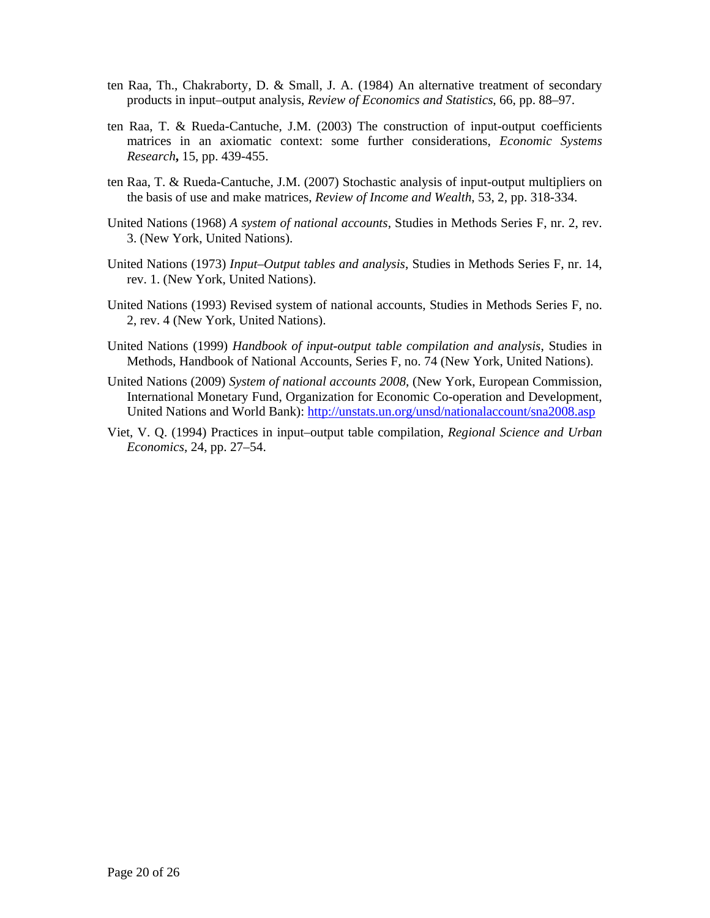ten Raa, Th., Chakraborty, D. & Small, J. A. (1984) An alternative treatment of secondary products in input–output analysis, *Review of Economics and Statistics*, 66, pp. 88–97.

ten Raa, T. & Rueda-Cantuche, J.M. (2003) The construction of input-output coefficients matrices in an axiomatic context: some further considerations, *Economic Systems Research***,** 15, pp. 439-455.

ten Raa, T. & Rueda-Cantuche, J.M. (2007) Stochastic analysis of input-output multipliers on the basis of use and make matrices, *Review of Income and Wealth*, 53, 2, pp. 318-334.

United Nations (1968) *A system of national accounts*, Studies in Methods Series F, nr. 2, rev. 3. (New York, United Nations).

United Nations (1973) *Input–Output tables and analysis*, Studies in Methods Series F, nr. 14, rev. 1. (New York, United Nations).

United Nations (1993) Revised system of national accounts, Studies in Methods Series F, no. 2, rev. 4 (New York, United Nations).

United Nations (1999) *Handbook of input-output table compilation and analysis*, Studies in Methods, Handbook of National Accounts, Series F, no. 74 (New York, United Nations).

United Nations (2009) *System of national accounts 2008*, (New York, European Commission, International Monetary Fund, Organization for Economic Co-operation and Development, United Nations and World Bank): http://unstats.un.org/unsd/nationalaccount/sna2008.asp

Viet, V. Q. (1994) Practices in input–output table compilation, *Regional Science and Urban Economics*, 24, pp. 27–54.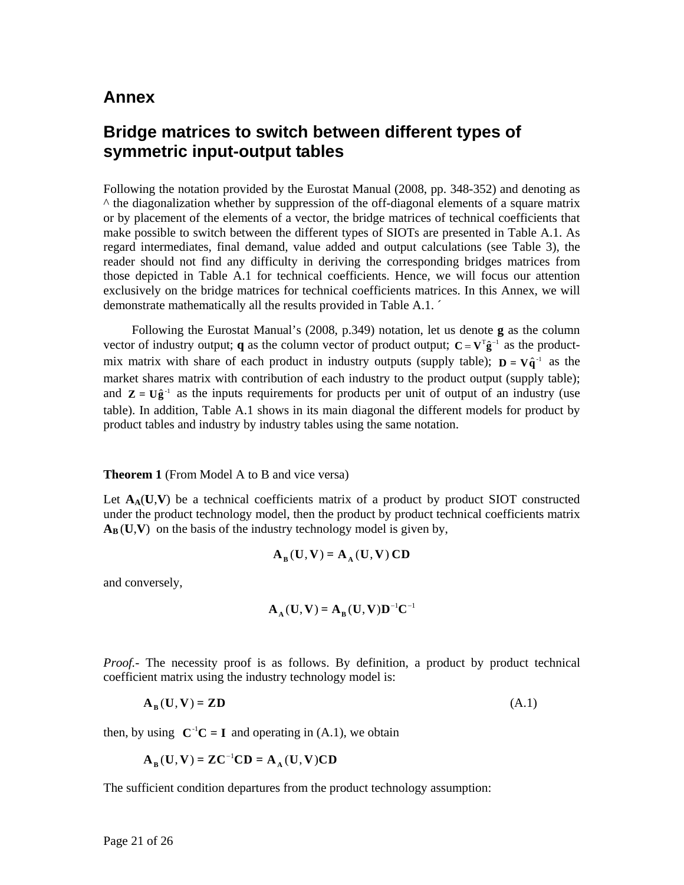# Annex

## Bridge matrices to switch between different types of symmetric input-output tables

Following the notation provided by the Eurostat Manual (2008, pp. 348-352) and denoting as ^ the diagonalization whether by suppression of the off-diagonal elements of a square matrix or by placement of the elements of a vector, the bridge matrices of technical coefficients that make possible to switch between the different types of SIOTs are presented in Table A.1. As regard intermediates, final demand, value added and output calculations (see Table 3), the reader should not find any difficulty in deriving the corresponding bridges matrices from those depicted in Table A.1 for technical coefficients. Hence, we will focus our attention exclusively on the bridge matrices for technical coefficients matrices. In this Annex, we will demonstrate mathematically all the results provided in Table A.1. ´

Following the Eurostat Manual's (2008, p.349) notation, let us denote $\mathbf{g}$ as the column vector of industry output; $\mathbf{q}$ as the column vector of product output; $\mathbf{C} = \mathbf{V}^{\mathrm{T}}\hat{\mathbf{g}}^{-1}$ as the product-mix matrix with share of each product in industry outputs (supply table); $\mathbf{D} = \mathbf{V}\hat{\mathbf{q}}^{-1}$ as the market shares matrix with contribution of each industry to the product output (supply table); and $\mathbf{Z} = \mathbf{U}\hat{\mathbf{g}}^{-1}$ as the inputs requirements for products per unit of output of an industry (use table). In addition, Table A.1 shows in its main diagonal the different models for product by product tables and industry by industry tables using the same notation.

**Theorem 1** (From Model A to B and vice versa)

Let $\mathbf{A_A}(\mathbf{U},\mathbf{V})$ be a technical coefficients matrix of a product by product SIOT constructed under the product technology model, then the product by product technical coefficients matrix $\mathbf{A_B}(\mathbf{U},\mathbf{V})$ on the basis of the industry technology model is given by,

$$\mathbf{A_B}(\mathbf{U},\mathbf{V}) = \mathbf{A_A}(\mathbf{U},\mathbf{V})\,\mathbf{C}\mathbf{D}$$

and conversely,

$$\mathbf{A_A}(\mathbf{U},\mathbf{V}) = \mathbf{A_B}(\mathbf{U},\mathbf{V})\mathbf{D}^{-1}\mathbf{C}^{-1}$$

*Proof*.- The necessity proof is as follows. By definition, a product by product technical coefficient matrix using the industry technology model is:

$$\mathbf{A_B}(\mathbf{U},\mathbf{V}) = \mathbf{Z}\mathbf{D} \tag{A.1}$$

then, by using $\mathbf{C}^{-1}\mathbf{C} = \mathbf{I}$ and operating in (A.1), we obtain

$$\mathbf{A_B}(\mathbf{U},\mathbf{V}) = \mathbf{Z}\mathbf{C}^{-1}\mathbf{C}\mathbf{D} = \mathbf{A_A}(\mathbf{U},\mathbf{V})\mathbf{C}\mathbf{D}$$

The sufficient condition departures from the product technology assumption: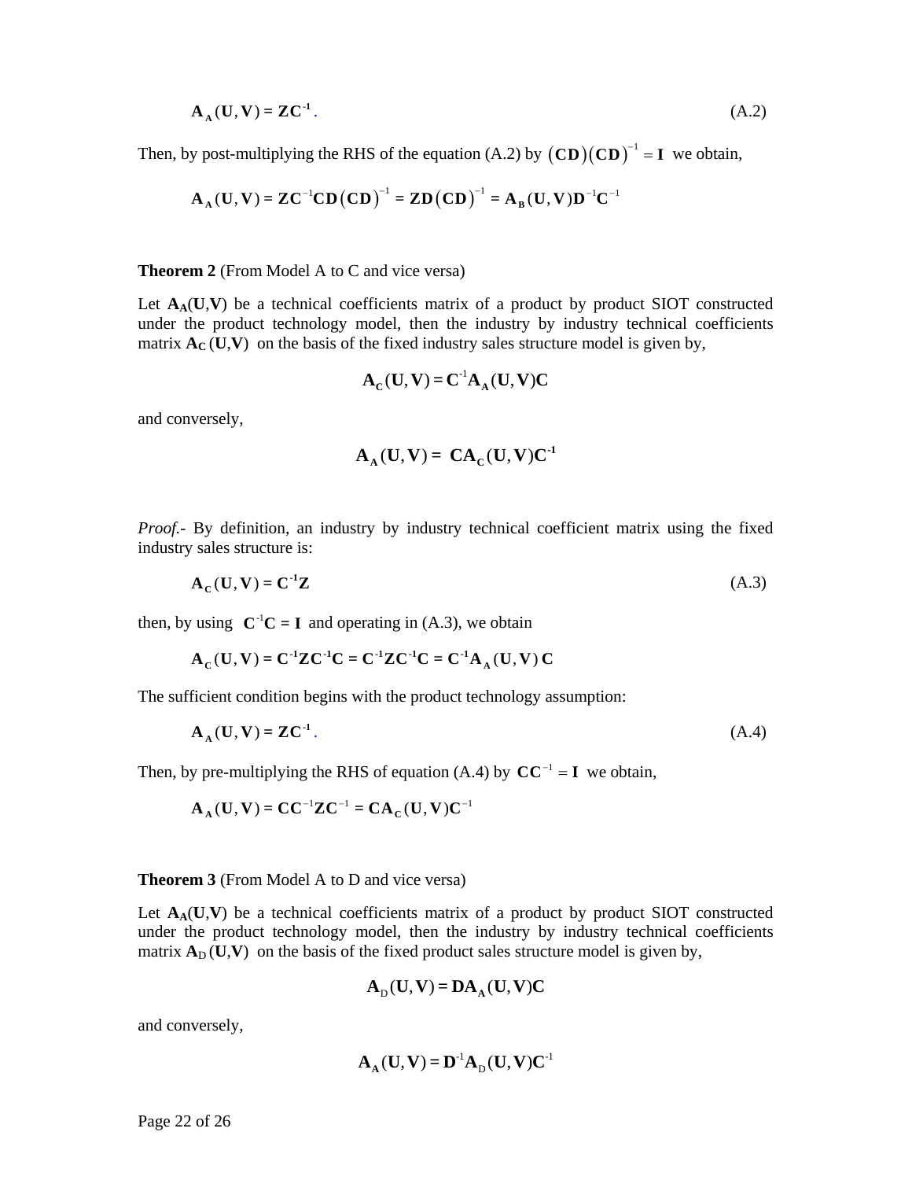$$\mathbf{A_A}(\mathbf{U},\mathbf{V}) = \mathbf{Z}\mathbf{C}^{-1}. \qquad \text{(A.2)}$$

Then, by post-multiplying the RHS of the equation (A.2) by $(\mathbf{CD})(\mathbf{CD})^{-1} = \mathbf{I}$ we obtain,

$$\mathbf{A_A}(\mathbf{U},\mathbf{V}) = \mathbf{Z}\mathbf{C}^{-1}\mathbf{C}\mathbf{D}(\mathbf{CD})^{-1} = \mathbf{Z}\mathbf{D}(\mathbf{CD})^{-1} = \mathbf{A_B}(\mathbf{U},\mathbf{V})\mathbf{D}^{-1}\mathbf{C}^{-1}$$

**Theorem 2** (From Model A to C and vice versa)

Let $\mathbf{A_A}(\mathbf{U},\mathbf{V})$ be a technical coefficients matrix of a product by product SIOT constructed under the product technology model, then the industry by industry technical coefficients matrix $\mathbf{A_C}(\mathbf{U},\mathbf{V})$ on the basis of the fixed industry sales structure model is given by,

$$\mathbf{A_C}(\mathbf{U},\mathbf{V}) = \mathbf{C}^{-1}\mathbf{A_A}(\mathbf{U},\mathbf{V})\mathbf{C}$$

and conversely,

$$\mathbf{A_A}(\mathbf{U},\mathbf{V}) = \mathbf{C}\mathbf{A_C}(\mathbf{U},\mathbf{V})\mathbf{C}^{-1}$$

*Proof.*- By definition, an industry by industry technical coefficient matrix using the fixed industry sales structure is:

$$\mathbf{A_C}(\mathbf{U},\mathbf{V}) = \mathbf{C}^{-1}\mathbf{Z} \qquad \text{(A.3)}$$

then, by using $\mathbf{C}^{-1}\mathbf{C} = \mathbf{I}$ and operating in (A.3), we obtain

$$\mathbf{A_C}(\mathbf{U},\mathbf{V}) = \mathbf{C}^{-1}\mathbf{Z}\mathbf{C}^{-1}\mathbf{C} = \mathbf{C}^{-1}\mathbf{Z}\mathbf{C}^{-1}\mathbf{C} = \mathbf{C}^{-1}\mathbf{A_A}(\mathbf{U},\mathbf{V})\,\mathbf{C}$$

The sufficient condition begins with the product technology assumption:

$$\mathbf{A_A}(\mathbf{U},\mathbf{V}) = \mathbf{Z}\mathbf{C}^{-1}. \qquad \text{(A.4)}$$

Then, by pre-multiplying the RHS of equation (A.4) by $\mathbf{C}\mathbf{C}^{-1} = \mathbf{I}$ we obtain,

$$\mathbf{A_A}(\mathbf{U},\mathbf{V}) = \mathbf{C}\mathbf{C}^{-1}\mathbf{Z}\mathbf{C}^{-1} = \mathbf{C}\mathbf{A_C}(\mathbf{U},\mathbf{V})\mathbf{C}^{-1}$$

**Theorem 3** (From Model A to D and vice versa)

Let $\mathbf{A_A}(\mathbf{U},\mathbf{V})$ be a technical coefficients matrix of a product by product SIOT constructed under the product technology model, then the industry by industry technical coefficients matrix $\mathbf{A}_{\mathrm{D}}(\mathbf{U},\mathbf{V})$ on the basis of the fixed product sales structure model is given by,

$$\mathbf{A}_{\mathrm{D}}(\mathbf{U},\mathbf{V}) = \mathbf{D}\mathbf{A_A}(\mathbf{U},\mathbf{V})\mathbf{C}$$

and conversely,

$$\mathbf{A_A}(\mathbf{U},\mathbf{V}) = \mathbf{D}^{-1}\mathbf{A}_{\mathrm{D}}(\mathbf{U},\mathbf{V})\mathbf{C}^{-1}$$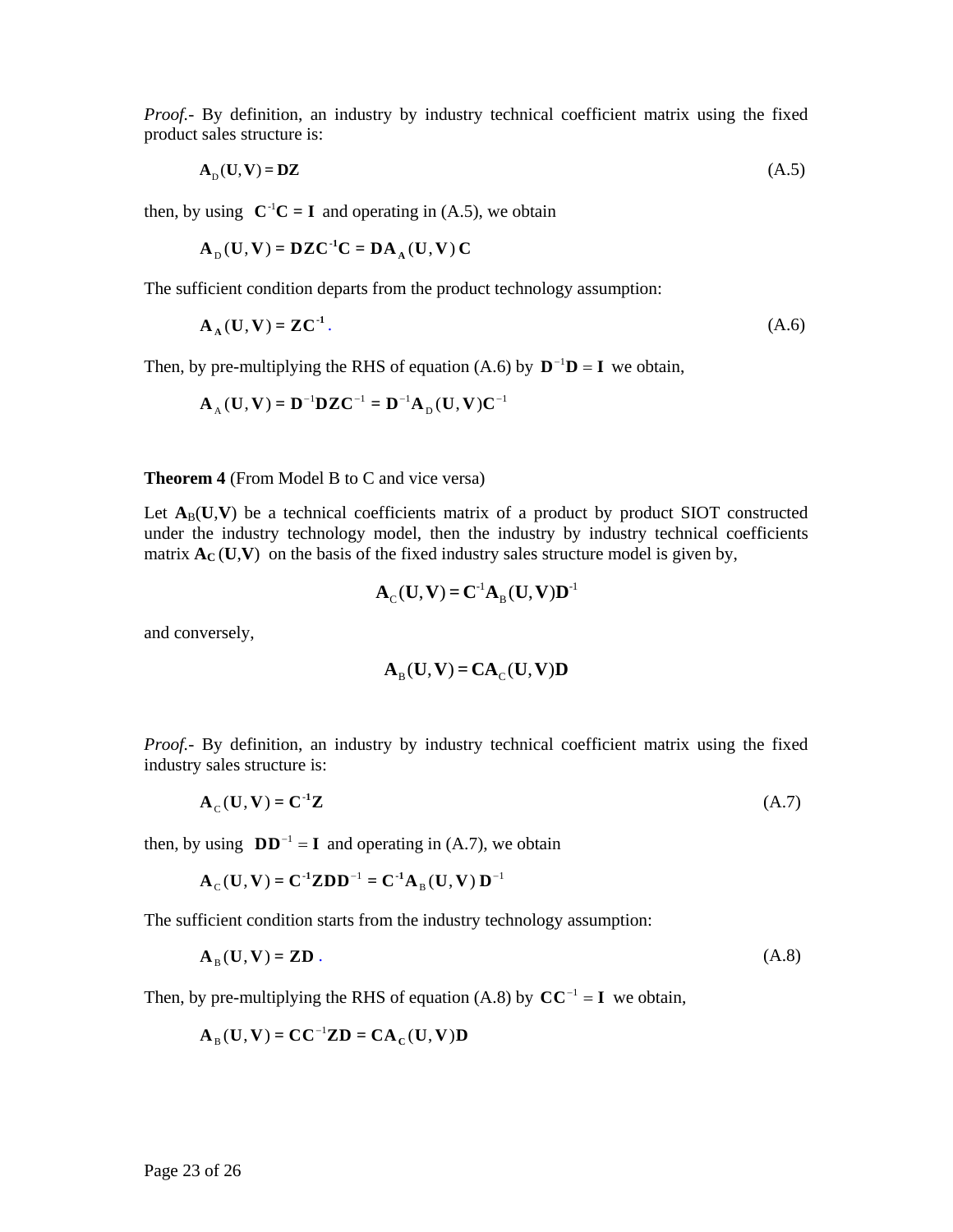*Proof*.- By definition, an industry by industry technical coefficient matrix using the fixed product sales structure is:

$$\mathbf{A}_D(\mathbf{U},\mathbf{V}) = \mathbf{DZ} \tag{A.5}$$

then, by using $\mathbf{C}^{-1}\mathbf{C} = \mathbf{I}$ and operating in (A.5), we obtain

$$\mathbf{A}_D(\mathbf{U},\mathbf{V}) = \mathbf{DZC}^{-1}\mathbf{C} = \mathbf{DA}_\mathbf{A}(\mathbf{U},\mathbf{V})\,\mathbf{C}$$

The sufficient condition departs from the product technology assumption:

$$\mathbf{A}_\mathbf{A}(\mathbf{U},\mathbf{V}) = \mathbf{ZC}^{-1}. \tag{A.6}$$

Then, by pre-multiplying the RHS of equation (A.6) by $\mathbf{D}^{-1}\mathbf{D} = \mathbf{I}$ we obtain,

$$\mathbf{A}_A(\mathbf{U},\mathbf{V}) = \mathbf{D}^{-1}\mathbf{DZC}^{-1} = \mathbf{D}^{-1}\mathbf{A}_D(\mathbf{U},\mathbf{V})\mathbf{C}^{-1}$$

**Theorem 4** (From Model B to C and vice versa)

Let $\mathbf{A}_B(\mathbf{U},\mathbf{V})$ be a technical coefficients matrix of a product by product SIOT constructed under the industry technology model, then the industry by industry technical coefficients matrix $\mathbf{A}_\mathbf{C}(\mathbf{U},\mathbf{V})$ on the basis of the fixed industry sales structure model is given by,

$$\mathbf{A}_C(\mathbf{U},\mathbf{V}) = \mathbf{C}^{-1}\mathbf{A}_B(\mathbf{U},\mathbf{V})\mathbf{D}^{-1}$$

and conversely,

$$\mathbf{A}_B(\mathbf{U},\mathbf{V}) = \mathbf{CA}_C(\mathbf{U},\mathbf{V})\mathbf{D}$$

*Proof*.- By definition, an industry by industry technical coefficient matrix using the fixed industry sales structure is:

$$\mathbf{A}_C(\mathbf{U},\mathbf{V}) = \mathbf{C}^{-1}\mathbf{Z} \tag{A.7}$$

then, by using $\mathbf{DD}^{-1} = \mathbf{I}$ and operating in (A.7), we obtain

$$\mathbf{A}_C(\mathbf{U},\mathbf{V}) = \mathbf{C}^{-1}\mathbf{ZDD}^{-1} = \mathbf{C}^{-1}\mathbf{A}_B(\mathbf{U},\mathbf{V})\,\mathbf{D}^{-1}$$

The sufficient condition starts from the industry technology assumption:

$$\mathbf{A}_B(\mathbf{U},\mathbf{V}) = \mathbf{ZD}. \tag{A.8}$$

Then, by pre-multiplying the RHS of equation (A.8) by $\mathbf{CC}^{-1} = \mathbf{I}$ we obtain,

$$\mathbf{A}_B(\mathbf{U},\mathbf{V}) = \mathbf{CC}^{-1}\mathbf{ZD} = \mathbf{CA}_\mathbf{C}(\mathbf{U},\mathbf{V})\mathbf{D}$$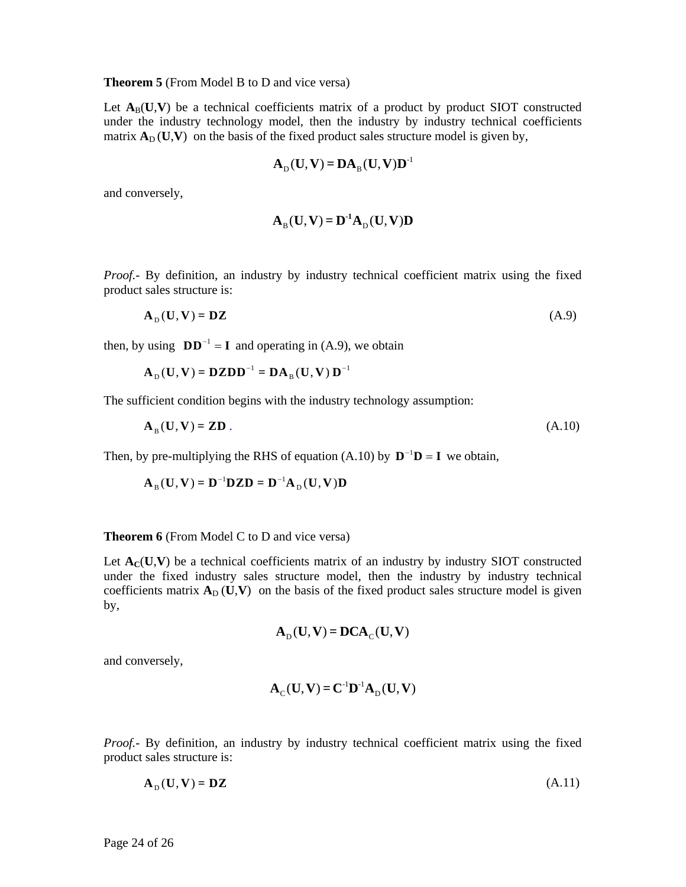**Theorem 5** (From Model B to D and vice versa)

Let $\mathbf{A}_B(\mathbf{U},\mathbf{V})$ be a technical coefficients matrix of a product by product SIOT constructed under the industry technology model, then the industry by industry technical coefficients matrix $\mathbf{A}_D(\mathbf{U},\mathbf{V})$ on the basis of the fixed product sales structure model is given by,

$$\mathbf{A}_D(\mathbf{U},\mathbf{V}) = \mathbf{D}\mathbf{A}_B(\mathbf{U},\mathbf{V})\mathbf{D}^{-1}$$

and conversely,

$$\mathbf{A}_B(\mathbf{U},\mathbf{V}) = \mathbf{D}^{-1}\mathbf{A}_D(\mathbf{U},\mathbf{V})\mathbf{D}$$

*Proof*.- By definition, an industry by industry technical coefficient matrix using the fixed product sales structure is:

$$\mathbf{A}_D(\mathbf{U},\mathbf{V}) = \mathbf{D}\mathbf{Z} \tag{A.9}$$

then, by using $\mathbf{D}\mathbf{D}^{-1} = \mathbf{I}$ and operating in (A.9), we obtain

$$\mathbf{A}_D(\mathbf{U},\mathbf{V}) = \mathbf{D}\mathbf{Z}\mathbf{D}\mathbf{D}^{-1} = \mathbf{D}\mathbf{A}_B(\mathbf{U},\mathbf{V})\,\mathbf{D}^{-1}$$

The sufficient condition begins with the industry technology assumption:

$$\mathbf{A}_B(\mathbf{U},\mathbf{V}) = \mathbf{Z}\mathbf{D}\,. \tag{A.10}$$

Then, by pre-multiplying the RHS of equation (A.10) by $\mathbf{D}^{-1}\mathbf{D} = \mathbf{I}$ we obtain,

$$\mathbf{A}_B(\mathbf{U},\mathbf{V}) = \mathbf{D}^{-1}\mathbf{D}\mathbf{Z}\mathbf{D} = \mathbf{D}^{-1}\mathbf{A}_D(\mathbf{U},\mathbf{V})\mathbf{D}$$

**Theorem 6** (From Model C to D and vice versa)

Let $\mathbf{A}_C(\mathbf{U},\mathbf{V})$ be a technical coefficients matrix of an industry by industry SIOT constructed under the fixed industry sales structure model, then the industry by industry technical coefficients matrix $\mathbf{A}_D(\mathbf{U},\mathbf{V})$ on the basis of the fixed product sales structure model is given by,

$$\mathbf{A}_D(\mathbf{U},\mathbf{V}) = \mathbf{D}\mathbf{C}\mathbf{A}_C(\mathbf{U},\mathbf{V})$$

and conversely,

$$\mathbf{A}_C(\mathbf{U},\mathbf{V}) = \mathbf{C}^{-1}\mathbf{D}^{-1}\mathbf{A}_D(\mathbf{U},\mathbf{V})$$

*Proof*.- By definition, an industry by industry technical coefficient matrix using the fixed product sales structure is:

$$\mathbf{A}_D(\mathbf{U},\mathbf{V}) = \mathbf{D}\mathbf{Z} \tag{A.11}$$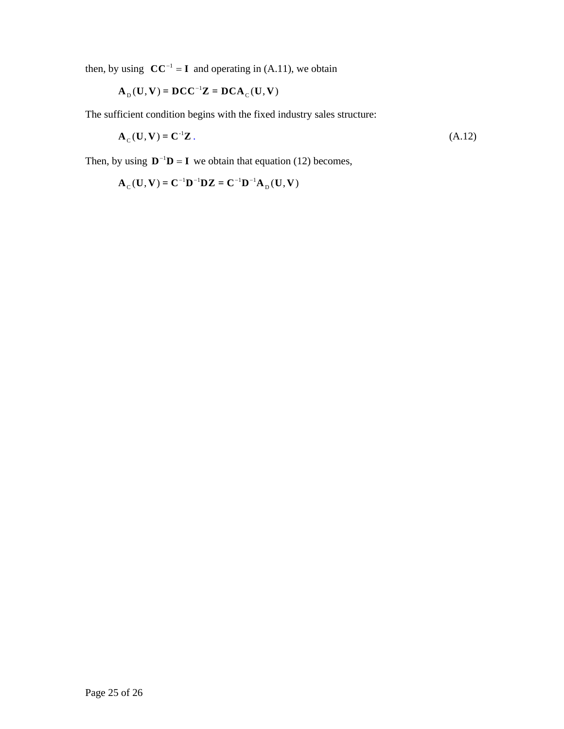then, by using $\mathbf{C}\mathbf{C}^{-1} = \mathbf{I}$ and operating in (A.11), we obtain

$$\mathbf{A}_{\mathrm{D}}(\mathbf{U},\mathbf{V}) = \mathbf{D}\mathbf{C}\mathbf{C}^{-1}\mathbf{Z} = \mathbf{D}\mathbf{C}\mathbf{A}_{\mathrm{C}}(\mathbf{U},\mathbf{V})$$

The sufficient condition begins with the fixed industry sales structure:

$$\mathbf{A}_{\mathrm{C}}(\mathbf{U},\mathbf{V}) = \mathbf{C}^{-1}\mathbf{Z}\,. \tag{A.12}$$

Then, by using $\mathbf{D}^{-1}\mathbf{D} = \mathbf{I}$ we obtain that equation (12) becomes,

$$\mathbf{A}_{\mathrm{C}}(\mathbf{U},\mathbf{V}) = \mathbf{C}^{-1}\mathbf{D}^{-1}\mathbf{D}\mathbf{Z} = \mathbf{C}^{-1}\mathbf{D}^{-1}\mathbf{A}_{\mathrm{D}}(\mathbf{U},\mathbf{V})$$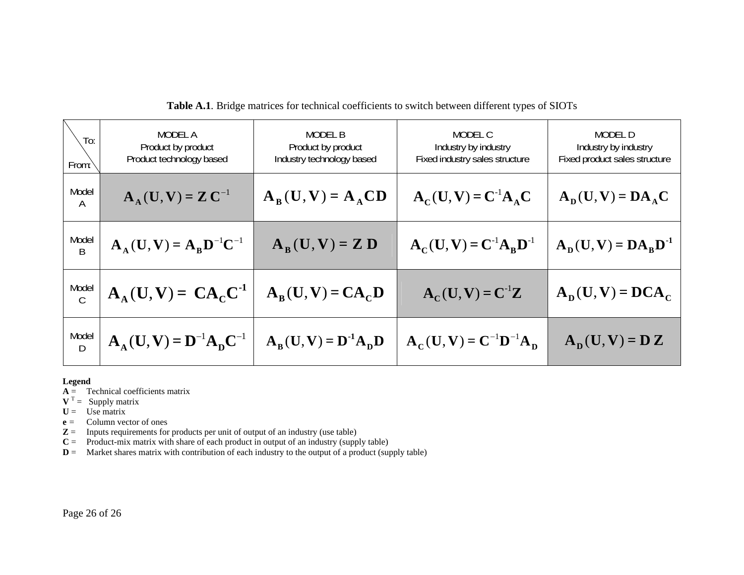**Table A.1**. Bridge matrices for technical coefficients to switch between different types of SIOTs

| To: / From: | MODEL A Product by product Product technology based | MODEL B Product by product Industry technology based | MODEL C Industry by industry Fixed industry sales structure | MODEL D Industry by industry Fixed product sales structure |
|---|---|---|---|---|
| Model A | $\mathbf{A_A(U,V) = Z\,C^{-1}}$ | $\mathbf{A_B(U,V) = A_A C D}$ | $\mathbf{A_C(U,V) = C^{-1} A_A C}$ | $\mathbf{A_D(U,V) = D A_A C}$ |
| Model B | $\mathbf{A_A(U,V) = A_B D^{-1} C^{-1}}$ | $\mathbf{A_B(U,V) = Z\,D}$ | $\mathbf{A_C(U,V) = C^{-1} A_B D^{-1}}$ | $\mathbf{A_D(U,V) = D A_B D^{-1}}$ |
| Model C | $\mathbf{A_A(U,V) = C A_C C^{-1}}$ | $\mathbf{A_B(U,V) = C A_C D}$ | $\mathbf{A_C(U,V) = C^{-1} Z}$ | $\mathbf{A_D(U,V) = D C A_C}$ |
| Model D | $\mathbf{A_A(U,V) = D^{-1} A_D C^{-1}}$ | $\mathbf{A_B(U,V) = D^{-1} A_D D}$ | $\mathbf{A_C(U,V) = C^{-1} D^{-1} A_D}$ | $\mathbf{A_D(U,V) = D\,Z}$ |

**Legend**

$\mathbf{A}$ = Technical coefficients matrix
$\mathbf{V}^T$ = Supply matrix
$\mathbf{U}$ = Use matrix
$\mathbf{e}$ = Column vector of ones
$\mathbf{Z}$ = Inputs requirements for products per unit of output of an industry (use table)
$\mathbf{C}$ = Product-mix matrix with share of each product in output of an industry (supply table)
$\mathbf{D}$ = Market shares matrix with contribution of each industry to the output of a product (supply table)